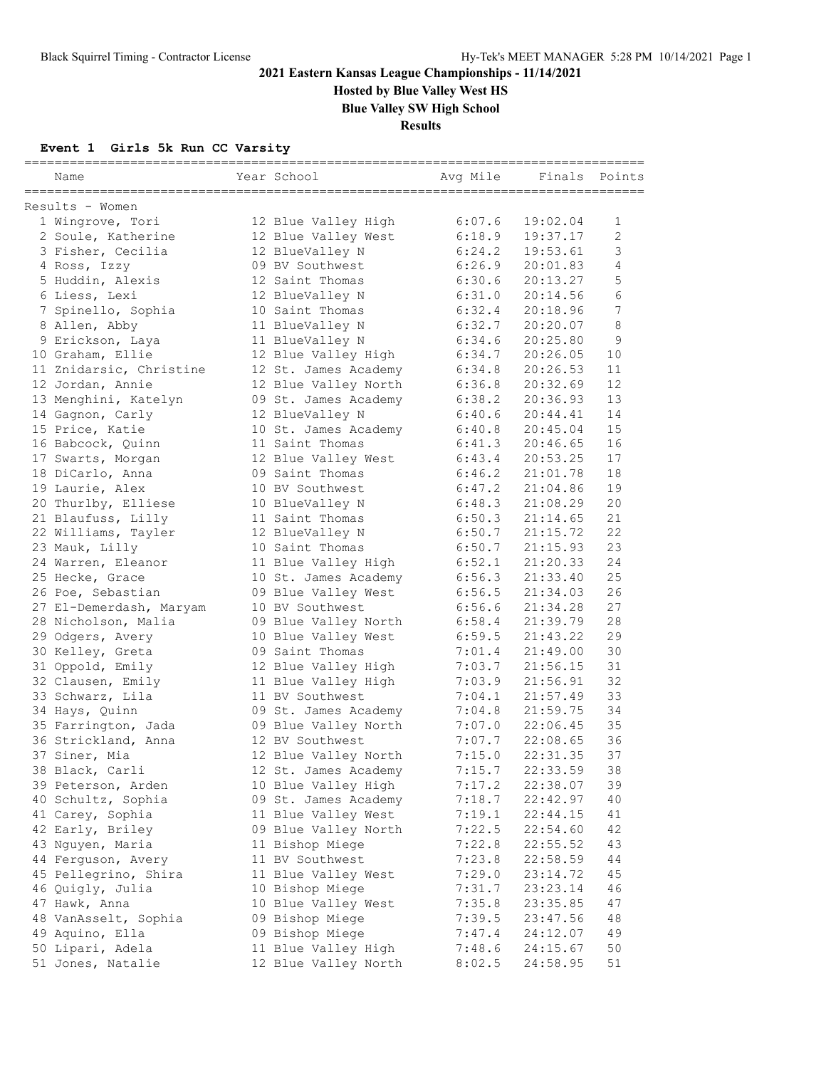# 2021 Eastern Kansas League Championships - 11/14/2021

## Hosted by Blue Valley West HS

## Blue Valley SW High School

## Results

### Event 1 Girls 5k Run CC Varsity

Results - Women

| Place | Name | Year | School | Avg Mile | Finals | Points |
|---|---|---|---|---|---|---|
| 1 | Wingrove, Tori | 12 | Blue Valley High | 6:07.6 | 19:02.04 | 1 |
| 2 | Soule, Katherine | 12 | Blue Valley West | 6:18.9 | 19:37.17 | 2 |
| 3 | Fisher, Cecilia | 12 | BlueValley N | 6:24.2 | 19:53.61 | 3 |
| 4 | Ross, Izzy | 09 | BV Southwest | 6:26.9 | 20:01.83 | 4 |
| 5 | Huddin, Alexis | 12 | Saint Thomas | 6:30.6 | 20:13.27 | 5 |
| 6 | Liess, Lexi | 12 | BlueValley N | 6:31.0 | 20:14.56 | 6 |
| 7 | Spinello, Sophia | 10 | Saint Thomas | 6:32.4 | 20:18.96 | 7 |
| 8 | Allen, Abby | 11 | BlueValley N | 6:32.7 | 20:20.07 | 8 |
| 9 | Erickson, Laya | 11 | BlueValley N | 6:34.6 | 20:25.80 | 9 |
| 10 | Graham, Ellie | 12 | Blue Valley High | 6:34.7 | 20:26.05 | 10 |
| 11 | Znidarsic, Christine | 12 | St. James Academy | 6:34.8 | 20:26.53 | 11 |
| 12 | Jordan, Annie | 12 | Blue Valley North | 6:36.8 | 20:32.69 | 12 |
| 13 | Menghini, Katelyn | 09 | St. James Academy | 6:38.2 | 20:36.93 | 13 |
| 14 | Gagnon, Carly | 12 | BlueValley N | 6:40.6 | 20:44.41 | 14 |
| 15 | Price, Katie | 10 | St. James Academy | 6:40.8 | 20:45.04 | 15 |
| 16 | Babcock, Quinn | 11 | Saint Thomas | 6:41.3 | 20:46.65 | 16 |
| 17 | Swarts, Morgan | 12 | Blue Valley West | 6:43.4 | 20:53.25 | 17 |
| 18 | DiCarlo, Anna | 09 | Saint Thomas | 6:46.2 | 21:01.78 | 18 |
| 19 | Laurie, Alex | 10 | BV Southwest | 6:47.2 | 21:04.86 | 19 |
| 20 | Thurlby, Elliese | 10 | BlueValley N | 6:48.3 | 21:08.29 | 20 |
| 21 | Blaufuss, Lilly | 11 | Saint Thomas | 6:50.3 | 21:14.65 | 21 |
| 22 | Williams, Tayler | 12 | BlueValley N | 6:50.7 | 21:15.72 | 22 |
| 23 | Mauk, Lilly | 10 | Saint Thomas | 6:50.7 | 21:15.93 | 23 |
| 24 | Warren, Eleanor | 11 | Blue Valley High | 6:52.1 | 21:20.33 | 24 |
| 25 | Hecke, Grace | 10 | St. James Academy | 6:56.3 | 21:33.40 | 25 |
| 26 | Poe, Sebastian | 09 | Blue Valley West | 6:56.5 | 21:34.03 | 26 |
| 27 | El-Demerdash, Maryam | 10 | BV Southwest | 6:56.6 | 21:34.28 | 27 |
| 28 | Nicholson, Malia | 09 | Blue Valley North | 6:58.4 | 21:39.79 | 28 |
| 29 | Odgers, Avery | 10 | Blue Valley West | 6:59.5 | 21:43.22 | 29 |
| 30 | Kelley, Greta | 09 | Saint Thomas | 7:01.4 | 21:49.00 | 30 |
| 31 | Oppold, Emily | 12 | Blue Valley High | 7:03.7 | 21:56.15 | 31 |
| 32 | Clausen, Emily | 11 | Blue Valley High | 7:03.9 | 21:56.91 | 32 |
| 33 | Schwarz, Lila | 11 | BV Southwest | 7:04.1 | 21:57.49 | 33 |
| 34 | Hays, Quinn | 09 | St. James Academy | 7:04.8 | 21:59.75 | 34 |
| 35 | Farrington, Jada | 09 | Blue Valley North | 7:07.0 | 22:06.45 | 35 |
| 36 | Strickland, Anna | 12 | BV Southwest | 7:07.7 | 22:08.65 | 36 |
| 37 | Siner, Mia | 12 | Blue Valley North | 7:15.0 | 22:31.35 | 37 |
| 38 | Black, Carli | 12 | St. James Academy | 7:15.7 | 22:33.59 | 38 |
| 39 | Peterson, Arden | 10 | Blue Valley High | 7:17.2 | 22:38.07 | 39 |
| 40 | Schultz, Sophia | 09 | St. James Academy | 7:18.7 | 22:42.97 | 40 |
| 41 | Carey, Sophia | 11 | Blue Valley West | 7:19.1 | 22:44.15 | 41 |
| 42 | Early, Briley | 09 | Blue Valley North | 7:22.5 | 22:54.60 | 42 |
| 43 | Nguyen, Maria | 11 | Bishop Miege | 7:22.8 | 22:55.52 | 43 |
| 44 | Ferguson, Avery | 11 | BV Southwest | 7:23.8 | 22:58.59 | 44 |
| 45 | Pellegrino, Shira | 11 | Blue Valley West | 7:29.0 | 23:14.72 | 45 |
| 46 | Quigly, Julia | 10 | Bishop Miege | 7:31.7 | 23:23.14 | 46 |
| 47 | Hawk, Anna | 10 | Blue Valley West | 7:35.8 | 23:35.85 | 47 |
| 48 | VanAsselt, Sophia | 09 | Bishop Miege | 7:39.5 | 23:47.56 | 48 |
| 49 | Aquino, Ella | 09 | Bishop Miege | 7:47.4 | 24:12.07 | 49 |
| 50 | Lipari, Adela | 11 | Blue Valley High | 7:48.6 | 24:15.67 | 50 |
| 51 | Jones, Natalie | 12 | Blue Valley North | 8:02.5 | 24:58.95 | 51 |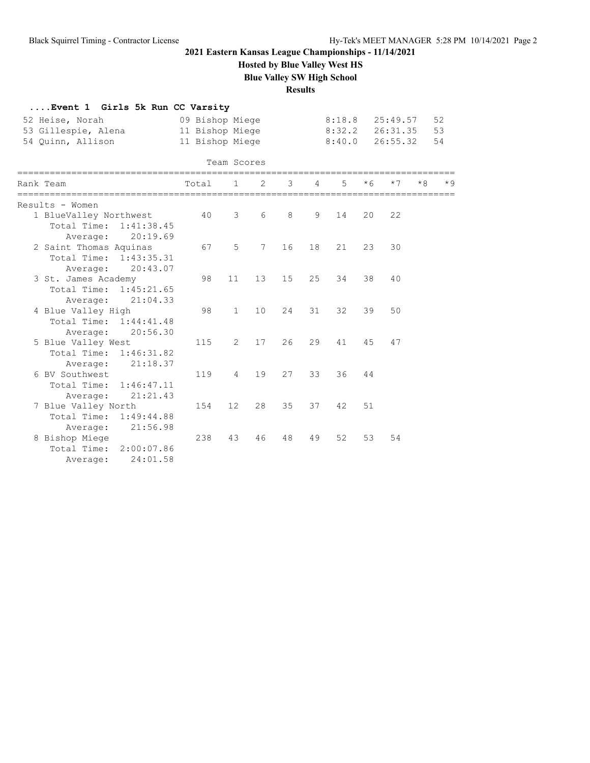# 2021 Eastern Kansas League Championships - 11/14/2021

**Hosted by Blue Valley West HS**

**Blue Valley SW High School**

**Results**

### ....Event 1 Girls 5k Run CC Varsity

| Place | Name | Yr | School | Pace | Time | Points |
|---|---|---|---|---|---|---|
| 52 | Heise, Norah | 09 | Bishop Miege | 8:18.8 | 25:49.57 | 52 |
| 53 | Gillespie, Alena | 11 | Bishop Miege | 8:32.2 | 26:31.35 | 53 |
| 54 | Quinn, Allison | 11 | Bishop Miege | 8:40.0 | 26:55.32 | 54 |

### Team Scores

Results - Women

| Rank | Team | Total | 1 | 2 | 3 | 4 | 5 | *6 | *7 | *8 | *9 |
|---|---|---|---|---|---|---|---|---|---|---|---|
| 1 | BlueValley Northwest | 40 | 3 | 6 | 8 | 9 | 14 | 20 | 22 | | |
| | Total Time: 1:41:38.45 | | | | | | | | | | |
| | Average: 20:19.69 | | | | | | | | | | |
| 2 | Saint Thomas Aquinas | 67 | 5 | 7 | 16 | 18 | 21 | 23 | 30 | | |
| | Total Time: 1:43:35.31 | | | | | | | | | | |
| | Average: 20:43.07 | | | | | | | | | | |
| 3 | St. James Academy | 98 | 11 | 13 | 15 | 25 | 34 | 38 | 40 | | |
| | Total Time: 1:45:21.65 | | | | | | | | | | |
| | Average: 21:04.33 | | | | | | | | | | |
| 4 | Blue Valley High | 98 | 1 | 10 | 24 | 31 | 32 | 39 | 50 | | |
| | Total Time: 1:44:41.48 | | | | | | | | | | |
| | Average: 20:56.30 | | | | | | | | | | |
| 5 | Blue Valley West | 115 | 2 | 17 | 26 | 29 | 41 | 45 | 47 | | |
| | Total Time: 1:46:31.82 | | | | | | | | | | |
| | Average: 21:18.37 | | | | | | | | | | |
| 6 | BV Southwest | 119 | 4 | 19 | 27 | 33 | 36 | 44 | | | |
| | Total Time: 1:46:47.11 | | | | | | | | | | |
| | Average: 21:21.43 | | | | | | | | | | |
| 7 | Blue Valley North | 154 | 12 | 28 | 35 | 37 | 42 | 51 | | | |
| | Total Time: 1:49:44.88 | | | | | | | | | | |
| | Average: 21:56.98 | | | | | | | | | | |
| 8 | Bishop Miege | 238 | 43 | 46 | 48 | 49 | 52 | 53 | 54 | | |
| | Total Time: 2:00:07.86 | | | | | | | | | | |
| | Average: 24:01.58 | | | | | | | | | | |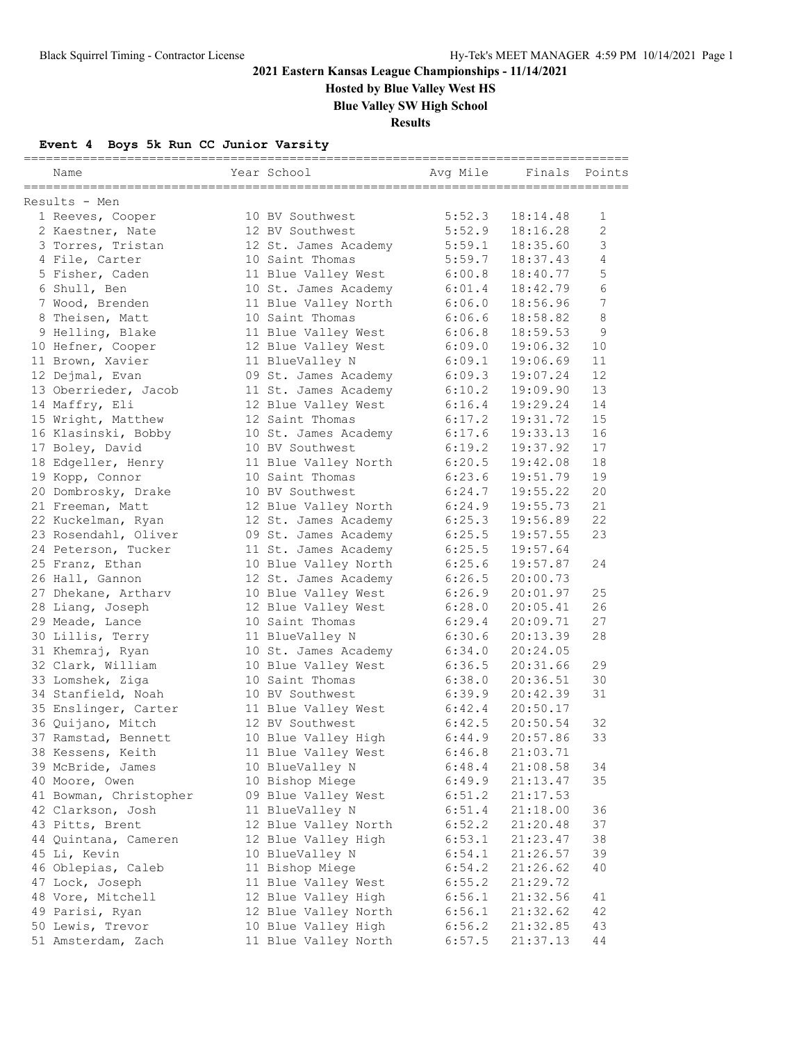## 2021 Eastern Kansas League Championships - 11/14/2021

**Hosted by Blue Valley West HS**

**Blue Valley SW High School**

**Results**

### Event 4 Boys 5k Run CC Junior Varsity

Results - Men

| Place | Name | Year | School | Avg Mile | Finals | Points |
|---|---|---|---|---|---|---|
| 1 | Reeves, Cooper | 10 | BV Southwest | 5:52.3 | 18:14.48 | 1 |
| 2 | Kaestner, Nate | 12 | BV Southwest | 5:52.9 | 18:16.28 | 2 |
| 3 | Torres, Tristan | 12 | St. James Academy | 5:59.1 | 18:35.60 | 3 |
| 4 | File, Carter | 10 | Saint Thomas | 5:59.7 | 18:37.43 | 4 |
| 5 | Fisher, Caden | 11 | Blue Valley West | 6:00.8 | 18:40.77 | 5 |
| 6 | Shull, Ben | 10 | St. James Academy | 6:01.4 | 18:42.79 | 6 |
| 7 | Wood, Brenden | 11 | Blue Valley North | 6:06.0 | 18:56.96 | 7 |
| 8 | Theisen, Matt | 10 | Saint Thomas | 6:06.6 | 18:58.82 | 8 |
| 9 | Helling, Blake | 11 | Blue Valley West | 6:06.8 | 18:59.53 | 9 |
| 10 | Hefner, Cooper | 12 | Blue Valley West | 6:09.0 | 19:06.32 | 10 |
| 11 | Brown, Xavier | 11 | BlueValley N | 6:09.1 | 19:06.69 | 11 |
| 12 | Dejmal, Evan | 09 | St. James Academy | 6:09.3 | 19:07.24 | 12 |
| 13 | Oberrieder, Jacob | 11 | St. James Academy | 6:10.2 | 19:09.90 | 13 |
| 14 | Maffry, Eli | 12 | Blue Valley West | 6:16.4 | 19:29.24 | 14 |
| 15 | Wright, Matthew | 12 | Saint Thomas | 6:17.2 | 19:31.72 | 15 |
| 16 | Klasinski, Bobby | 10 | St. James Academy | 6:17.6 | 19:33.13 | 16 |
| 17 | Boley, David | 10 | BV Southwest | 6:19.2 | 19:37.92 | 17 |
| 18 | Edgeller, Henry | 11 | Blue Valley North | 6:20.5 | 19:42.08 | 18 |
| 19 | Kopp, Connor | 10 | Saint Thomas | 6:23.6 | 19:51.79 | 19 |
| 20 | Dombrosky, Drake | 10 | BV Southwest | 6:24.7 | 19:55.22 | 20 |
| 21 | Freeman, Matt | 12 | Blue Valley North | 6:24.9 | 19:55.73 | 21 |
| 22 | Kuckelman, Ryan | 12 | St. James Academy | 6:25.3 | 19:56.89 | 22 |
| 23 | Rosendahl, Oliver | 09 | St. James Academy | 6:25.5 | 19:57.55 | 23 |
| 24 | Peterson, Tucker | 11 | St. James Academy | 6:25.5 | 19:57.64 | |
| 25 | Franz, Ethan | 10 | Blue Valley North | 6:25.6 | 19:57.87 | 24 |
| 26 | Hall, Gannon | 12 | St. James Academy | 6:26.5 | 20:00.73 | |
| 27 | Dhekane, Artharv | 10 | Blue Valley West | 6:26.9 | 20:01.97 | 25 |
| 28 | Liang, Joseph | 12 | Blue Valley West | 6:28.0 | 20:05.41 | 26 |
| 29 | Meade, Lance | 10 | Saint Thomas | 6:29.4 | 20:09.71 | 27 |
| 30 | Lillis, Terry | 11 | BlueValley N | 6:30.6 | 20:13.39 | 28 |
| 31 | Khemraj, Ryan | 10 | St. James Academy | 6:34.0 | 20:24.05 | |
| 32 | Clark, William | 10 | Blue Valley West | 6:36.5 | 20:31.66 | 29 |
| 33 | Lomshek, Ziga | 10 | Saint Thomas | 6:38.0 | 20:36.51 | 30 |
| 34 | Stanfield, Noah | 10 | BV Southwest | 6:39.9 | 20:42.39 | 31 |
| 35 | Enslinger, Carter | 11 | Blue Valley West | 6:42.4 | 20:50.17 | |
| 36 | Quijano, Mitch | 12 | BV Southwest | 6:42.5 | 20:50.54 | 32 |
| 37 | Ramstad, Bennett | 10 | Blue Valley High | 6:44.9 | 20:57.86 | 33 |
| 38 | Kessens, Keith | 11 | Blue Valley West | 6:46.8 | 21:03.71 | |
| 39 | McBride, James | 10 | BlueValley N | 6:48.4 | 21:08.58 | 34 |
| 40 | Moore, Owen | 10 | Bishop Miege | 6:49.9 | 21:13.47 | 35 |
| 41 | Bowman, Christopher | 09 | Blue Valley West | 6:51.2 | 21:17.53 | |
| 42 | Clarkson, Josh | 11 | BlueValley N | 6:51.4 | 21:18.00 | 36 |
| 43 | Pitts, Brent | 12 | Blue Valley North | 6:52.2 | 21:20.48 | 37 |
| 44 | Quintana, Cameren | 12 | Blue Valley High | 6:53.1 | 21:23.47 | 38 |
| 45 | Li, Kevin | 10 | BlueValley N | 6:54.1 | 21:26.57 | 39 |
| 46 | Oblepias, Caleb | 11 | Bishop Miege | 6:54.2 | 21:26.62 | 40 |
| 47 | Lock, Joseph | 11 | Blue Valley West | 6:55.2 | 21:29.72 | |
| 48 | Vore, Mitchell | 12 | Blue Valley High | 6:56.1 | 21:32.56 | 41 |
| 49 | Parisi, Ryan | 12 | Blue Valley North | 6:56.1 | 21:32.62 | 42 |
| 50 | Lewis, Trevor | 10 | Blue Valley High | 6:56.2 | 21:32.85 | 43 |
| 51 | Amsterdam, Zach | 11 | Blue Valley North | 6:57.5 | 21:37.13 | 44 |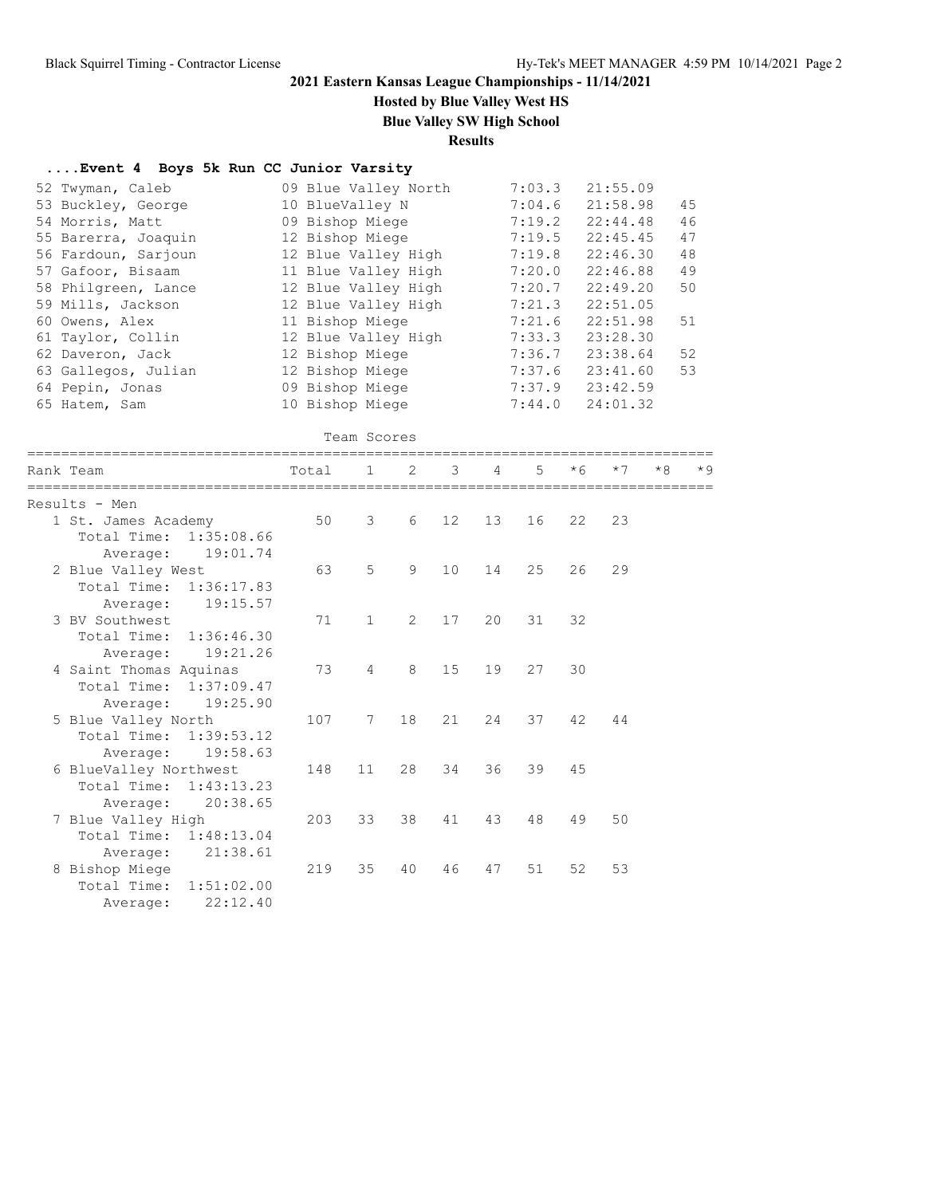# 2021 Eastern Kansas League Championships - 11/14/2021

**Hosted by Blue Valley West HS**

**Blue Valley SW High School**

**Results**

### ....Event 4 Boys 5k Run CC Junior Varsity

| Place | Name | Yr | School | Pace | Time | Points |
|---|---|---|---|---|---|---|
| 52 | Twyman, Caleb | 09 | Blue Valley North | 7:03.3 | 21:55.09 | |
| 53 | Buckley, George | 10 | BlueValley N | 7:04.6 | 21:58.98 | 45 |
| 54 | Morris, Matt | 09 | Bishop Miege | 7:19.2 | 22:44.48 | 46 |
| 55 | Barerra, Joaquin | 12 | Bishop Miege | 7:19.5 | 22:45.45 | 47 |
| 56 | Fardoun, Sarjoun | 12 | Blue Valley High | 7:19.8 | 22:46.30 | 48 |
| 57 | Gafoor, Bisaam | 11 | Blue Valley High | 7:20.0 | 22:46.88 | 49 |
| 58 | Philgreen, Lance | 12 | Blue Valley High | 7:20.7 | 22:49.20 | 50 |
| 59 | Mills, Jackson | 12 | Blue Valley High | 7:21.3 | 22:51.05 | |
| 60 | Owens, Alex | 11 | Bishop Miege | 7:21.6 | 22:51.98 | 51 |
| 61 | Taylor, Collin | 12 | Blue Valley High | 7:33.3 | 23:28.30 | |
| 62 | Daveron, Jack | 12 | Bishop Miege | 7:36.7 | 23:38.64 | 52 |
| 63 | Gallegos, Julian | 12 | Bishop Miege | 7:37.6 | 23:41.60 | 53 |
| 64 | Pepin, Jonas | 09 | Bishop Miege | 7:37.9 | 23:42.59 | |
| 65 | Hatem, Sam | 10 | Bishop Miege | 7:44.0 | 24:01.32 | |

Team Scores

| Rank | Team | Total | 1 | 2 | 3 | 4 | 5 | *6 | *7 | *8 | *9 |
|---|---|---|---|---|---|---|---|---|---|---|---|
| | **Results - Men** | | | | | | | | | | |
| 1 | St. James Academy | 50 | 3 | 6 | 12 | 13 | 16 | 22 | 23 | | |
| | Total Time: 1:35:08.66 | | | | | | | | | | |
| | Average: 19:01.74 | | | | | | | | | | |
| 2 | Blue Valley West | 63 | 5 | 9 | 10 | 14 | 25 | 26 | 29 | | |
| | Total Time: 1:36:17.83 | | | | | | | | | | |
| | Average: 19:15.57 | | | | | | | | | | |
| 3 | BV Southwest | 71 | 1 | 2 | 17 | 20 | 31 | 32 | | | |
| | Total Time: 1:36:46.30 | | | | | | | | | | |
| | Average: 19:21.26 | | | | | | | | | | |
| 4 | Saint Thomas Aquinas | 73 | 4 | 8 | 15 | 19 | 27 | 30 | | | |
| | Total Time: 1:37:09.47 | | | | | | | | | | |
| | Average: 19:25.90 | | | | | | | | | | |
| 5 | Blue Valley North | 107 | 7 | 18 | 21 | 24 | 37 | 42 | 44 | | |
| | Total Time: 1:39:53.12 | | | | | | | | | | |
| | Average: 19:58.63 | | | | | | | | | | |
| 6 | BlueValley Northwest | 148 | 11 | 28 | 34 | 36 | 39 | 45 | | | |
| | Total Time: 1:43:13.23 | | | | | | | | | | |
| | Average: 20:38.65 | | | | | | | | | | |
| 7 | Blue Valley High | 203 | 33 | 38 | 41 | 43 | 48 | 49 | 50 | | |
| | Total Time: 1:48:13.04 | | | | | | | | | | |
| | Average: 21:38.61 | | | | | | | | | | |
| 8 | Bishop Miege | 219 | 35 | 40 | 46 | 47 | 51 | 52 | 53 | | |
| | Total Time: 1:51:02.00 | | | | | | | | | | |
| | Average: 22:12.40 | | | | | | | | | | |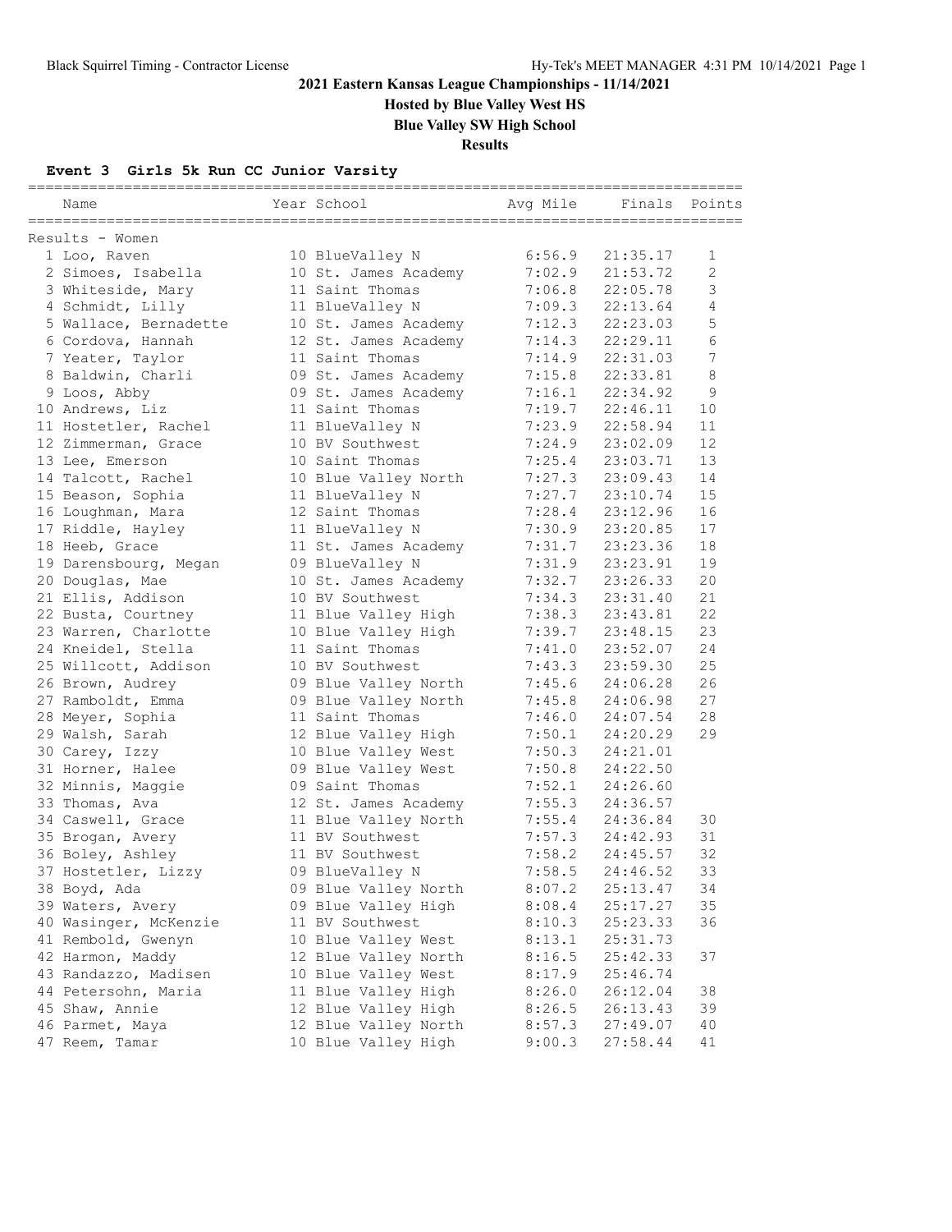# 2021 Eastern Kansas League Championships - 11/14/2021

**Hosted by Blue Valley West HS**

**Blue Valley SW High School**

**Results**

### Event 3 Girls 5k Run CC Junior Varsity

Results - Women

| Place | Name | Year | School | Avg Mile | Finals | Points |
|---|---|---|---|---|---|---|
| 1 | Loo, Raven | 10 | BlueValley N | 6:56.9 | 21:35.17 | 1 |
| 2 | Simoes, Isabella | 10 | St. James Academy | 7:02.9 | 21:53.72 | 2 |
| 3 | Whiteside, Mary | 11 | Saint Thomas | 7:06.8 | 22:05.78 | 3 |
| 4 | Schmidt, Lilly | 11 | BlueValley N | 7:09.3 | 22:13.64 | 4 |
| 5 | Wallace, Bernadette | 10 | St. James Academy | 7:12.3 | 22:23.03 | 5 |
| 6 | Cordova, Hannah | 12 | St. James Academy | 7:14.3 | 22:29.11 | 6 |
| 7 | Yeater, Taylor | 11 | Saint Thomas | 7:14.9 | 22:31.03 | 7 |
| 8 | Baldwin, Charli | 09 | St. James Academy | 7:15.8 | 22:33.81 | 8 |
| 9 | Loos, Abby | 09 | St. James Academy | 7:16.1 | 22:34.92 | 9 |
| 10 | Andrews, Liz | 11 | Saint Thomas | 7:19.7 | 22:46.11 | 10 |
| 11 | Hostetler, Rachel | 11 | BlueValley N | 7:23.9 | 22:58.94 | 11 |
| 12 | Zimmerman, Grace | 10 | BV Southwest | 7:24.9 | 23:02.09 | 12 |
| 13 | Lee, Emerson | 10 | Saint Thomas | 7:25.4 | 23:03.71 | 13 |
| 14 | Talcott, Rachel | 10 | Blue Valley North | 7:27.3 | 23:09.43 | 14 |
| 15 | Beason, Sophia | 11 | BlueValley N | 7:27.7 | 23:10.74 | 15 |
| 16 | Loughman, Mara | 12 | Saint Thomas | 7:28.4 | 23:12.96 | 16 |
| 17 | Riddle, Hayley | 11 | BlueValley N | 7:30.9 | 23:20.85 | 17 |
| 18 | Heeb, Grace | 11 | St. James Academy | 7:31.7 | 23:23.36 | 18 |
| 19 | Darensbourg, Megan | 09 | BlueValley N | 7:31.9 | 23:23.91 | 19 |
| 20 | Douglas, Mae | 10 | St. James Academy | 7:32.7 | 23:26.33 | 20 |
| 21 | Ellis, Addison | 10 | BV Southwest | 7:34.3 | 23:31.40 | 21 |
| 22 | Busta, Courtney | 11 | Blue Valley High | 7:38.3 | 23:43.81 | 22 |
| 23 | Warren, Charlotte | 10 | Blue Valley High | 7:39.7 | 23:48.15 | 23 |
| 24 | Kneidel, Stella | 11 | Saint Thomas | 7:41.0 | 23:52.07 | 24 |
| 25 | Willcott, Addison | 10 | BV Southwest | 7:43.3 | 23:59.30 | 25 |
| 26 | Brown, Audrey | 09 | Blue Valley North | 7:45.6 | 24:06.28 | 26 |
| 27 | Ramboldt, Emma | 09 | Blue Valley North | 7:45.8 | 24:06.98 | 27 |
| 28 | Meyer, Sophia | 11 | Saint Thomas | 7:46.0 | 24:07.54 | 28 |
| 29 | Walsh, Sarah | 12 | Blue Valley High | 7:50.1 | 24:20.29 | 29 |
| 30 | Carey, Izzy | 10 | Blue Valley West | 7:50.3 | 24:21.01 | |
| 31 | Horner, Halee | 09 | Blue Valley West | 7:50.8 | 24:22.50 | |
| 32 | Minnis, Maggie | 09 | Saint Thomas | 7:52.1 | 24:26.60 | |
| 33 | Thomas, Ava | 12 | St. James Academy | 7:55.3 | 24:36.57 | |
| 34 | Caswell, Grace | 11 | Blue Valley North | 7:55.4 | 24:36.84 | 30 |
| 35 | Brogan, Avery | 11 | BV Southwest | 7:57.3 | 24:42.93 | 31 |
| 36 | Boley, Ashley | 11 | BV Southwest | 7:58.2 | 24:45.57 | 32 |
| 37 | Hostetler, Lizzy | 09 | BlueValley N | 7:58.5 | 24:46.52 | 33 |
| 38 | Boyd, Ada | 09 | Blue Valley North | 8:07.2 | 25:13.47 | 34 |
| 39 | Waters, Avery | 09 | Blue Valley High | 8:08.4 | 25:17.27 | 35 |
| 40 | Wasinger, McKenzie | 11 | BV Southwest | 8:10.3 | 25:23.33 | 36 |
| 41 | Rembold, Gwenyn | 10 | Blue Valley West | 8:13.1 | 25:31.73 | |
| 42 | Harmon, Maddy | 12 | Blue Valley North | 8:16.5 | 25:42.33 | 37 |
| 43 | Randazzo, Madisen | 10 | Blue Valley West | 8:17.9 | 25:46.74 | |
| 44 | Petersohn, Maria | 11 | Blue Valley High | 8:26.0 | 26:12.04 | 38 |
| 45 | Shaw, Annie | 12 | Blue Valley High | 8:26.5 | 26:13.43 | 39 |
| 46 | Parmet, Maya | 12 | Blue Valley North | 8:57.3 | 27:49.07 | 40 |
| 47 | Reem, Tamar | 10 | Blue Valley High | 9:00.3 | 27:58.44 | 41 |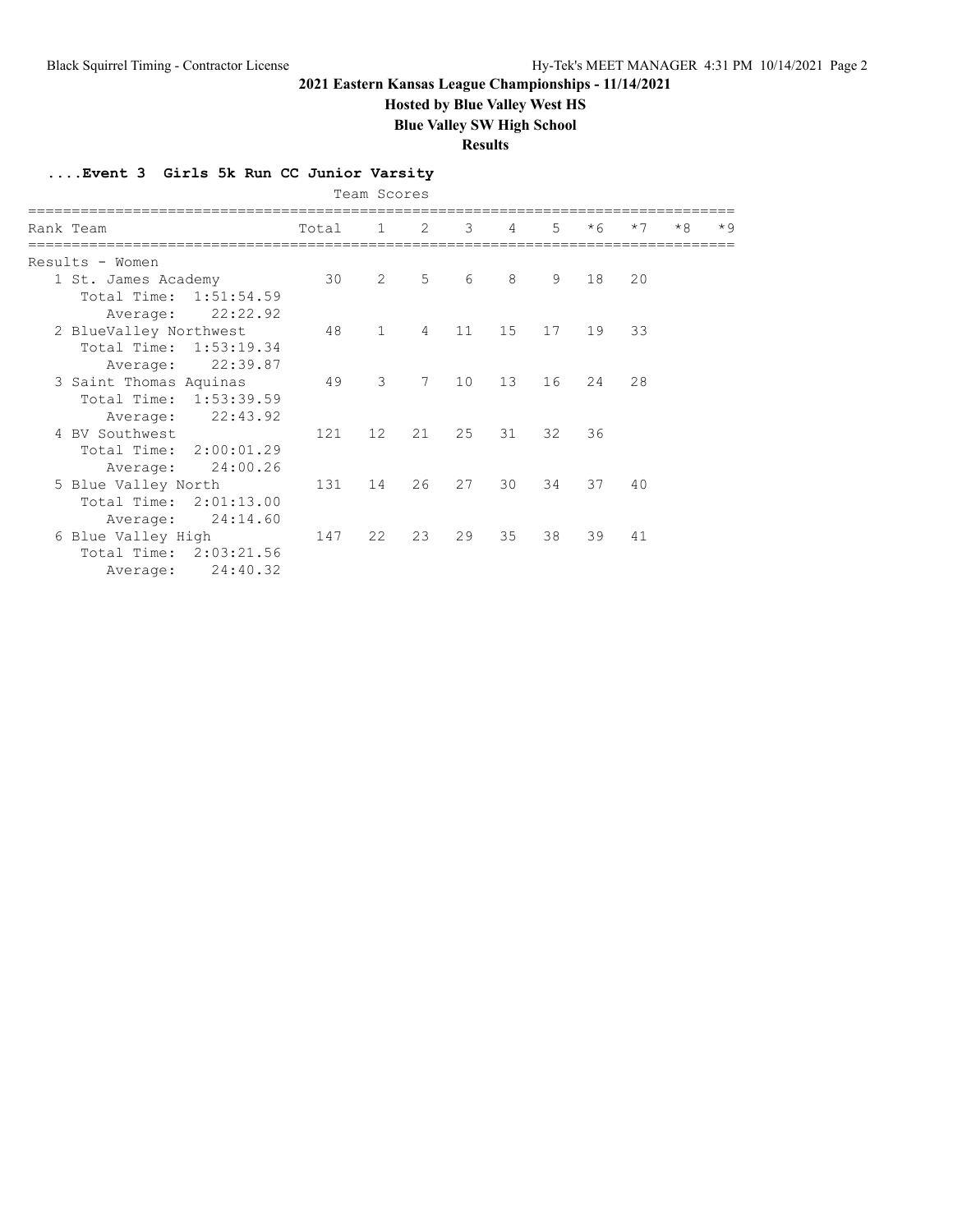## 2021 Eastern Kansas League Championships - 11/14/2021

**Hosted by Blue Valley West HS**

**Blue Valley SW High School**

**Results**

### ....Event 3 Girls 5k Run CC Junior Varsity

Team Scores

| Rank | Team | Total | 1 | 2 | 3 | 4 | 5 | *6 | *7 | *8 | *9 |
|---|---|---|---|---|---|---|---|---|---|---|---|
| Results - Women | | | | | | | | | | | |
| 1 | St. James Academy | 30 | 2 | 5 | 6 | 8 | 9 | 18 | 20 | | |
| | Total Time: 1:51:54.59 | | | | | | | | | | |
| | Average: 22:22.92 | | | | | | | | | | |
| 2 | BlueValley Northwest | 48 | 1 | 4 | 11 | 15 | 17 | 19 | 33 | | |
| | Total Time: 1:53:19.34 | | | | | | | | | | |
| | Average: 22:39.87 | | | | | | | | | | |
| 3 | Saint Thomas Aquinas | 49 | 3 | 7 | 10 | 13 | 16 | 24 | 28 | | |
| | Total Time: 1:53:39.59 | | | | | | | | | | |
| | Average: 22:43.92 | | | | | | | | | | |
| 4 | BV Southwest | 121 | 12 | 21 | 25 | 31 | 32 | 36 | | | |
| | Total Time: 2:00:01.29 | | | | | | | | | | |
| | Average: 24:00.26 | | | | | | | | | | |
| 5 | Blue Valley North | 131 | 14 | 26 | 27 | 30 | 34 | 37 | 40 | | |
| | Total Time: 2:01:13.00 | | | | | | | | | | |
| | Average: 24:14.60 | | | | | | | | | | |
| 6 | Blue Valley High | 147 | 22 | 23 | 29 | 35 | 38 | 39 | 41 | | |
| | Total Time: 2:03:21.56 | | | | | | | | | | |
| | Average: 24:40.32 | | | | | | | | | | |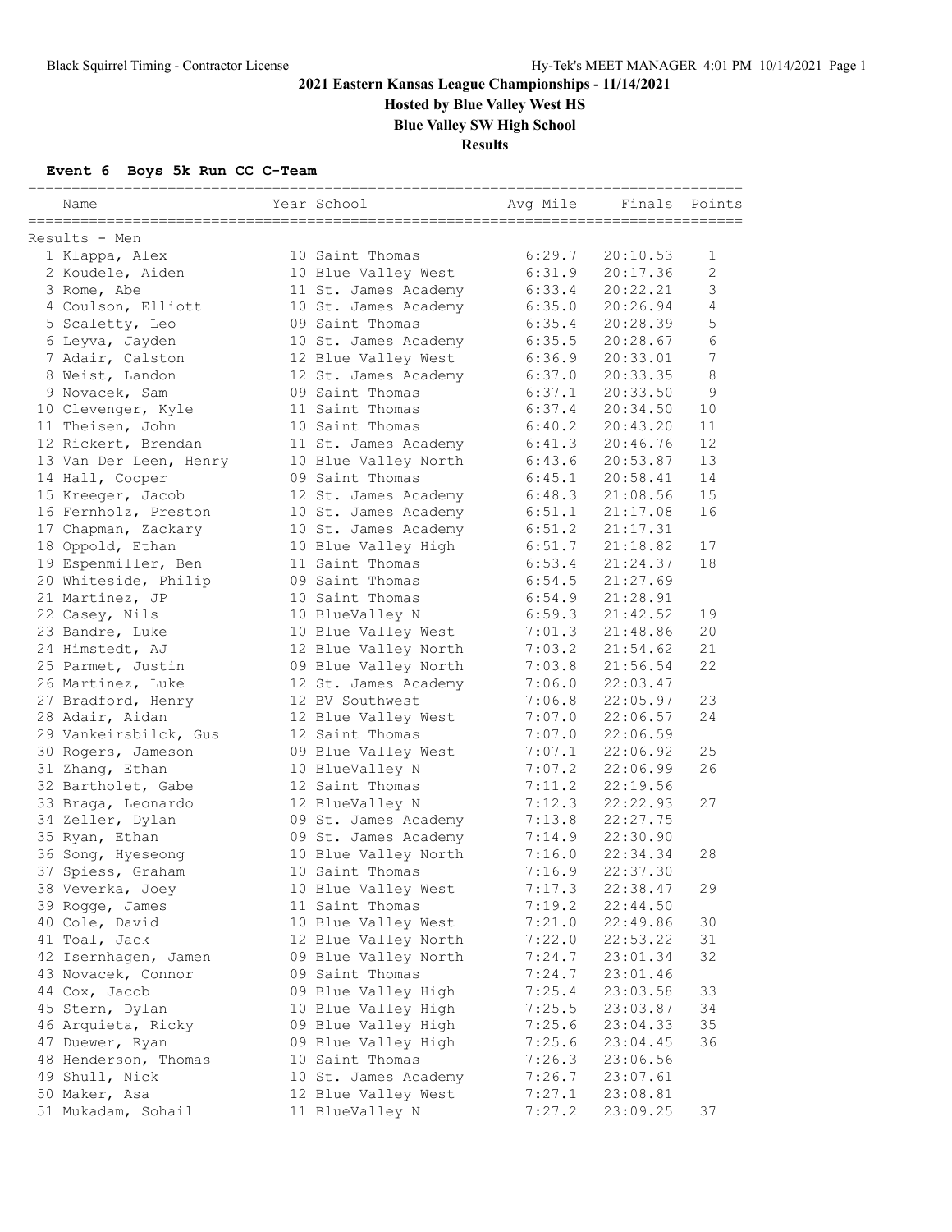# 2021 Eastern Kansas League Championships - 11/14/2021

## Hosted by Blue Valley West HS

## Blue Valley SW High School

## Results

### Event 6 Boys 5k Run CC C-Team

Results - Men

| | Name | Year | School | Avg Mile | Finals | Points |
|---|---|---|---|---|---|---|
| 1 | Klappa, Alex | 10 | Saint Thomas | 6:29.7 | 20:10.53 | 1 |
| 2 | Koudele, Aiden | 10 | Blue Valley West | 6:31.9 | 20:17.36 | 2 |
| 3 | Rome, Abe | 11 | St. James Academy | 6:33.4 | 20:22.21 | 3 |
| 4 | Coulson, Elliott | 10 | St. James Academy | 6:35.0 | 20:26.94 | 4 |
| 5 | Scaletty, Leo | 09 | Saint Thomas | 6:35.4 | 20:28.39 | 5 |
| 6 | Leyva, Jayden | 10 | St. James Academy | 6:35.5 | 20:28.67 | 6 |
| 7 | Adair, Calston | 12 | Blue Valley West | 6:36.9 | 20:33.01 | 7 |
| 8 | Weist, Landon | 12 | St. James Academy | 6:37.0 | 20:33.35 | 8 |
| 9 | Novacek, Sam | 09 | Saint Thomas | 6:37.1 | 20:33.50 | 9 |
| 10 | Clevenger, Kyle | 11 | Saint Thomas | 6:37.4 | 20:34.50 | 10 |
| 11 | Theisen, John | 10 | Saint Thomas | 6:40.2 | 20:43.20 | 11 |
| 12 | Rickert, Brendan | 11 | St. James Academy | 6:41.3 | 20:46.76 | 12 |
| 13 | Van Der Leen, Henry | 10 | Blue Valley North | 6:43.6 | 20:53.87 | 13 |
| 14 | Hall, Cooper | 09 | Saint Thomas | 6:45.1 | 20:58.41 | 14 |
| 15 | Kreeger, Jacob | 12 | St. James Academy | 6:48.3 | 21:08.56 | 15 |
| 16 | Fernholz, Preston | 10 | St. James Academy | 6:51.1 | 21:17.08 | 16 |
| 17 | Chapman, Zackary | 10 | St. James Academy | 6:51.2 | 21:17.31 | |
| 18 | Oppold, Ethan | 10 | Blue Valley High | 6:51.7 | 21:18.82 | 17 |
| 19 | Espenmiller, Ben | 11 | Saint Thomas | 6:53.4 | 21:24.37 | 18 |
| 20 | Whiteside, Philip | 09 | Saint Thomas | 6:54.5 | 21:27.69 | |
| 21 | Martinez, JP | 10 | Saint Thomas | 6:54.9 | 21:28.91 | |
| 22 | Casey, Nils | 10 | BlueValley N | 6:59.3 | 21:42.52 | 19 |
| 23 | Bandre, Luke | 10 | Blue Valley West | 7:01.3 | 21:48.86 | 20 |
| 24 | Himstedt, AJ | 12 | Blue Valley North | 7:03.2 | 21:54.62 | 21 |
| 25 | Parmet, Justin | 09 | Blue Valley North | 7:03.8 | 21:56.54 | 22 |
| 26 | Martinez, Luke | 12 | St. James Academy | 7:06.0 | 22:03.47 | |
| 27 | Bradford, Henry | 12 | BV Southwest | 7:06.8 | 22:05.97 | 23 |
| 28 | Adair, Aidan | 12 | Blue Valley West | 7:07.0 | 22:06.57 | 24 |
| 29 | Vankeirsbilck, Gus | 12 | Saint Thomas | 7:07.0 | 22:06.59 | |
| 30 | Rogers, Jameson | 09 | Blue Valley West | 7:07.1 | 22:06.92 | 25 |
| 31 | Zhang, Ethan | 10 | BlueValley N | 7:07.2 | 22:06.99 | 26 |
| 32 | Bartholet, Gabe | 12 | Saint Thomas | 7:11.2 | 22:19.56 | |
| 33 | Braga, Leonardo | 12 | BlueValley N | 7:12.3 | 22:22.93 | 27 |
| 34 | Zeller, Dylan | 09 | St. James Academy | 7:13.8 | 22:27.75 | |
| 35 | Ryan, Ethan | 09 | St. James Academy | 7:14.9 | 22:30.90 | |
| 36 | Song, Hyeseong | 10 | Blue Valley North | 7:16.0 | 22:34.34 | 28 |
| 37 | Spiess, Graham | 10 | Saint Thomas | 7:16.9 | 22:37.30 | |
| 38 | Veverka, Joey | 10 | Blue Valley West | 7:17.3 | 22:38.47 | 29 |
| 39 | Rogge, James | 11 | Saint Thomas | 7:19.2 | 22:44.50 | |
| 40 | Cole, David | 10 | Blue Valley West | 7:21.0 | 22:49.86 | 30 |
| 41 | Toal, Jack | 12 | Blue Valley North | 7:22.0 | 22:53.22 | 31 |
| 42 | Isernhagen, Jamen | 09 | Blue Valley North | 7:24.7 | 23:01.34 | 32 |
| 43 | Novacek, Connor | 09 | Saint Thomas | 7:24.7 | 23:01.46 | |
| 44 | Cox, Jacob | 09 | Blue Valley High | 7:25.4 | 23:03.58 | 33 |
| 45 | Stern, Dylan | 10 | Blue Valley High | 7:25.5 | 23:03.87 | 34 |
| 46 | Arquieta, Ricky | 09 | Blue Valley High | 7:25.6 | 23:04.33 | 35 |
| 47 | Duewer, Ryan | 09 | Blue Valley High | 7:25.6 | 23:04.45 | 36 |
| 48 | Henderson, Thomas | 10 | Saint Thomas | 7:26.3 | 23:06.56 | |
| 49 | Shull, Nick | 10 | St. James Academy | 7:26.7 | 23:07.61 | |
| 50 | Maker, Asa | 12 | Blue Valley West | 7:27.1 | 23:08.81 | |
| 51 | Mukadam, Sohail | 11 | BlueValley N | 7:27.2 | 23:09.25 | 37 |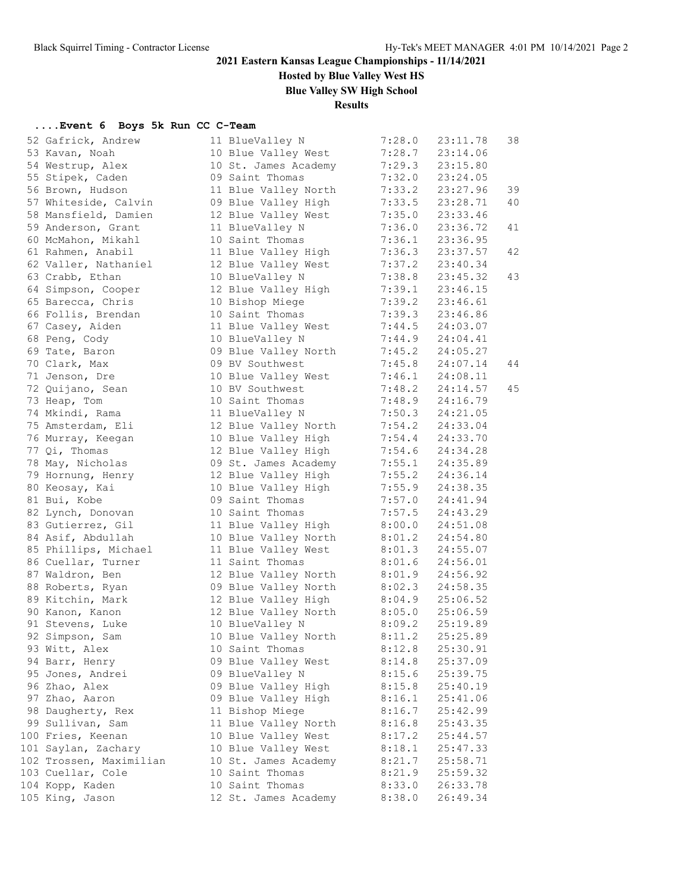# 2021 Eastern Kansas League Championships - 11/14/2021

**Hosted by Blue Valley West HS**

**Blue Valley SW High School**

**Results**

### ....Event 6 Boys 5k Run CC C-Team

| Place | Name | Yr | School | Pace | Time | Points |
|---|---|---|---|---|---|---|
| 52 | Gafrick, Andrew | 11 | BlueValley N | 7:28.0 | 23:11.78 | 38 |
| 53 | Kavan, Noah | 10 | Blue Valley West | 7:28.7 | 23:14.06 | |
| 54 | Westrup, Alex | 10 | St. James Academy | 7:29.3 | 23:15.80 | |
| 55 | Stipek, Caden | 09 | Saint Thomas | 7:32.0 | 23:24.05 | |
| 56 | Brown, Hudson | 11 | Blue Valley North | 7:33.2 | 23:27.96 | 39 |
| 57 | Whiteside, Calvin | 09 | Blue Valley High | 7:33.5 | 23:28.71 | 40 |
| 58 | Mansfield, Damien | 12 | Blue Valley West | 7:35.0 | 23:33.46 | |
| 59 | Anderson, Grant | 11 | BlueValley N | 7:36.0 | 23:36.72 | 41 |
| 60 | McMahon, Mikahl | 10 | Saint Thomas | 7:36.1 | 23:36.95 | |
| 61 | Rahmen, Anabil | 11 | Blue Valley High | 7:36.3 | 23:37.57 | 42 |
| 62 | Valler, Nathaniel | 12 | Blue Valley West | 7:37.2 | 23:40.34 | |
| 63 | Crabb, Ethan | 10 | BlueValley N | 7:38.8 | 23:45.32 | 43 |
| 64 | Simpson, Cooper | 12 | Blue Valley High | 7:39.1 | 23:46.15 | |
| 65 | Barecca, Chris | 10 | Bishop Miege | 7:39.2 | 23:46.61 | |
| 66 | Follis, Brendan | 10 | Saint Thomas | 7:39.3 | 23:46.86 | |
| 67 | Casey, Aiden | 11 | Blue Valley West | 7:44.5 | 24:03.07 | |
| 68 | Peng, Cody | 10 | BlueValley N | 7:44.9 | 24:04.41 | |
| 69 | Tate, Baron | 09 | Blue Valley North | 7:45.2 | 24:05.27 | |
| 70 | Clark, Max | 09 | BV Southwest | 7:45.8 | 24:07.14 | 44 |
| 71 | Jenson, Dre | 10 | Blue Valley West | 7:46.1 | 24:08.11 | |
| 72 | Quijano, Sean | 10 | BV Southwest | 7:48.2 | 24:14.57 | 45 |
| 73 | Heap, Tom | 10 | Saint Thomas | 7:48.9 | 24:16.79 | |
| 74 | Mkindi, Rama | 11 | BlueValley N | 7:50.3 | 24:21.05 | |
| 75 | Amsterdam, Eli | 12 | Blue Valley North | 7:54.2 | 24:33.04 | |
| 76 | Murray, Keegan | 10 | Blue Valley High | 7:54.4 | 24:33.70 | |
| 77 | Qi, Thomas | 12 | Blue Valley High | 7:54.6 | 24:34.28 | |
| 78 | May, Nicholas | 09 | St. James Academy | 7:55.1 | 24:35.89 | |
| 79 | Hornung, Henry | 12 | Blue Valley High | 7:55.2 | 24:36.14 | |
| 80 | Keosay, Kai | 10 | Blue Valley High | 7:55.9 | 24:38.35 | |
| 81 | Bui, Kobe | 09 | Saint Thomas | 7:57.0 | 24:41.94 | |
| 82 | Lynch, Donovan | 10 | Saint Thomas | 7:57.5 | 24:43.29 | |
| 83 | Gutierrez, Gil | 11 | Blue Valley High | 8:00.0 | 24:51.08 | |
| 84 | Asif, Abdullah | 10 | Blue Valley North | 8:01.2 | 24:54.80 | |
| 85 | Phillips, Michael | 11 | Blue Valley West | 8:01.3 | 24:55.07 | |
| 86 | Cuellar, Turner | 11 | Saint Thomas | 8:01.6 | 24:56.01 | |
| 87 | Waldron, Ben | 12 | Blue Valley North | 8:01.9 | 24:56.92 | |
| 88 | Roberts, Ryan | 09 | Blue Valley North | 8:02.3 | 24:58.35 | |
| 89 | Kitchin, Mark | 12 | Blue Valley High | 8:04.9 | 25:06.52 | |
| 90 | Kanon, Kanon | 12 | Blue Valley North | 8:05.0 | 25:06.59 | |
| 91 | Stevens, Luke | 10 | BlueValley N | 8:09.2 | 25:19.89 | |
| 92 | Simpson, Sam | 10 | Blue Valley North | 8:11.2 | 25:25.89 | |
| 93 | Witt, Alex | 10 | Saint Thomas | 8:12.8 | 25:30.91 | |
| 94 | Barr, Henry | 09 | Blue Valley West | 8:14.8 | 25:37.09 | |
| 95 | Jones, Andrei | 09 | BlueValley N | 8:15.6 | 25:39.75 | |
| 96 | Zhao, Alex | 09 | Blue Valley High | 8:15.8 | 25:40.19 | |
| 97 | Zhao, Aaron | 09 | Blue Valley High | 8:16.1 | 25:41.06 | |
| 98 | Daugherty, Rex | 11 | Bishop Miege | 8:16.7 | 25:42.99 | |
| 99 | Sullivan, Sam | 11 | Blue Valley North | 8:16.8 | 25:43.35 | |
| 100 | Fries, Keenan | 10 | Blue Valley West | 8:17.2 | 25:44.57 | |
| 101 | Saylan, Zachary | 10 | Blue Valley West | 8:18.1 | 25:47.33 | |
| 102 | Trossen, Maximilian | 10 | St. James Academy | 8:21.7 | 25:58.71 | |
| 103 | Cuellar, Cole | 10 | Saint Thomas | 8:21.9 | 25:59.32 | |
| 104 | Kopp, Kaden | 10 | Saint Thomas | 8:33.0 | 26:33.78 | |
| 105 | King, Jason | 12 | St. James Academy | 8:38.0 | 26:49.34 | |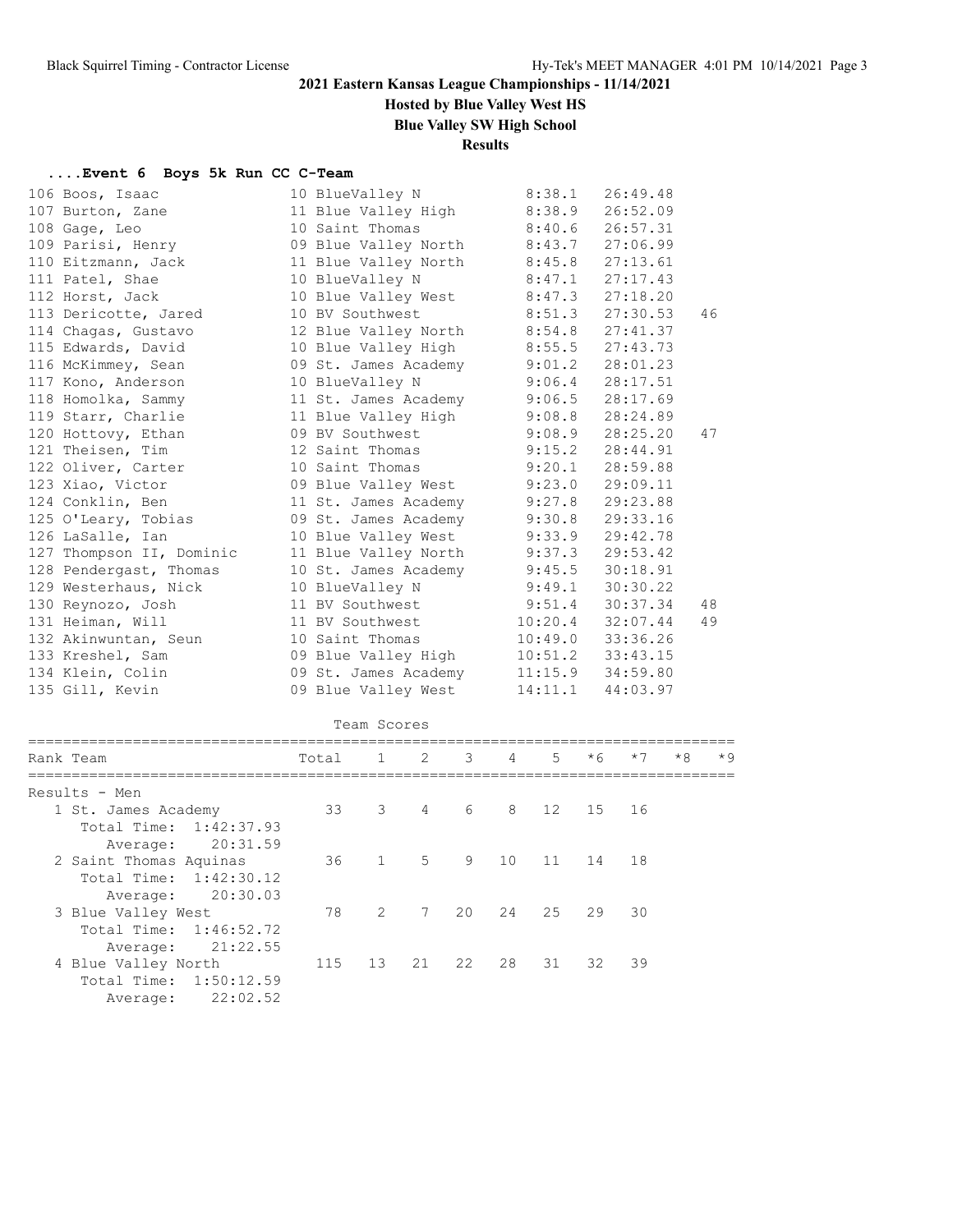# 2021 Eastern Kansas League Championships - 11/14/2021

**Hosted by Blue Valley West HS**

**Blue Valley SW High School**

**Results**

### ....Event 6 Boys 5k Run CC C-Team

| Place | Name | Yr | School | Avg | Time | Points |
|---|---|---|---|---|---|---|
| 106 | Boos, Isaac | 10 | BlueValley N | 8:38.1 | 26:49.48 | |
| 107 | Burton, Zane | 11 | Blue Valley High | 8:38.9 | 26:52.09 | |
| 108 | Gage, Leo | 10 | Saint Thomas | 8:40.6 | 26:57.31 | |
| 109 | Parisi, Henry | 09 | Blue Valley North | 8:43.7 | 27:06.99 | |
| 110 | Eitzmann, Jack | 11 | Blue Valley North | 8:45.8 | 27:13.61 | |
| 111 | Patel, Shae | 10 | BlueValley N | 8:47.1 | 27:17.43 | |
| 112 | Horst, Jack | 10 | Blue Valley West | 8:47.3 | 27:18.20 | |
| 113 | Dericotte, Jared | 10 | BV Southwest | 8:51.3 | 27:30.53 | 46 |
| 114 | Chagas, Gustavo | 12 | Blue Valley North | 8:54.8 | 27:41.37 | |
| 115 | Edwards, David | 10 | Blue Valley High | 8:55.5 | 27:43.73 | |
| 116 | McKimmey, Sean | 09 | St. James Academy | 9:01.2 | 28:01.23 | |
| 117 | Kono, Anderson | 10 | BlueValley N | 9:06.4 | 28:17.51 | |
| 118 | Homolka, Sammy | 11 | St. James Academy | 9:06.5 | 28:17.69 | |
| 119 | Starr, Charlie | 11 | Blue Valley High | 9:08.8 | 28:24.89 | |
| 120 | Hottovy, Ethan | 09 | BV Southwest | 9:08.9 | 28:25.20 | 47 |
| 121 | Theisen, Tim | 12 | Saint Thomas | 9:15.2 | 28:44.91 | |
| 122 | Oliver, Carter | 10 | Saint Thomas | 9:20.1 | 28:59.88 | |
| 123 | Xiao, Victor | 09 | Blue Valley West | 9:23.0 | 29:09.11 | |
| 124 | Conklin, Ben | 11 | St. James Academy | 9:27.8 | 29:23.88 | |
| 125 | O'Leary, Tobias | 09 | St. James Academy | 9:30.8 | 29:33.16 | |
| 126 | LaSalle, Ian | 10 | Blue Valley West | 9:33.9 | 29:42.78 | |
| 127 | Thompson II, Dominic | 11 | Blue Valley North | 9:37.3 | 29:53.42 | |
| 128 | Pendergast, Thomas | 10 | St. James Academy | 9:45.5 | 30:18.91 | |
| 129 | Westerhaus, Nick | 10 | BlueValley N | 9:49.1 | 30:30.22 | |
| 130 | Reynozo, Josh | 11 | BV Southwest | 9:51.4 | 30:37.34 | 48 |
| 131 | Heiman, Will | 11 | BV Southwest | 10:20.4 | 32:07.44 | 49 |
| 132 | Akinwuntan, Seun | 10 | Saint Thomas | 10:49.0 | 33:36.26 | |
| 133 | Kreshel, Sam | 09 | Blue Valley High | 10:51.2 | 33:43.15 | |
| 134 | Klein, Colin | 09 | St. James Academy | 11:15.9 | 34:59.80 | |
| 135 | Gill, Kevin | 09 | Blue Valley West | 14:11.1 | 44:03.97 | |

#### Team Scores

| Rank | Team | Total | 1 | 2 | 3 | 4 | 5 | *6 | *7 | *8 | *9 |
|---|---|---|---|---|---|---|---|---|---|---|---|
| **Results - Men** | | | | | | | | | | | |
| 1 | St. James Academy | 33 | 3 | 4 | 6 | 8 | 12 | 15 | 16 | | |
| | Total Time: 1:42:37.93 | | | | | | | | | | |
| | Average: 20:31.59 | | | | | | | | | | |
| 2 | Saint Thomas Aquinas | 36 | 1 | 5 | 9 | 10 | 11 | 14 | 18 | | |
| | Total Time: 1:42:30.12 | | | | | | | | | | |
| | Average: 20:30.03 | | | | | | | | | | |
| 3 | Blue Valley West | 78 | 2 | 7 | 20 | 24 | 25 | 29 | 30 | | |
| | Total Time: 1:46:52.72 | | | | | | | | | | |
| | Average: 21:22.55 | | | | | | | | | | |
| 4 | Blue Valley North | 115 | 13 | 21 | 22 | 28 | 31 | 32 | 39 | | |
| | Total Time: 1:50:12.59 | | | | | | | | | | |
| | Average: 22:02.52 | | | | | | | | | | |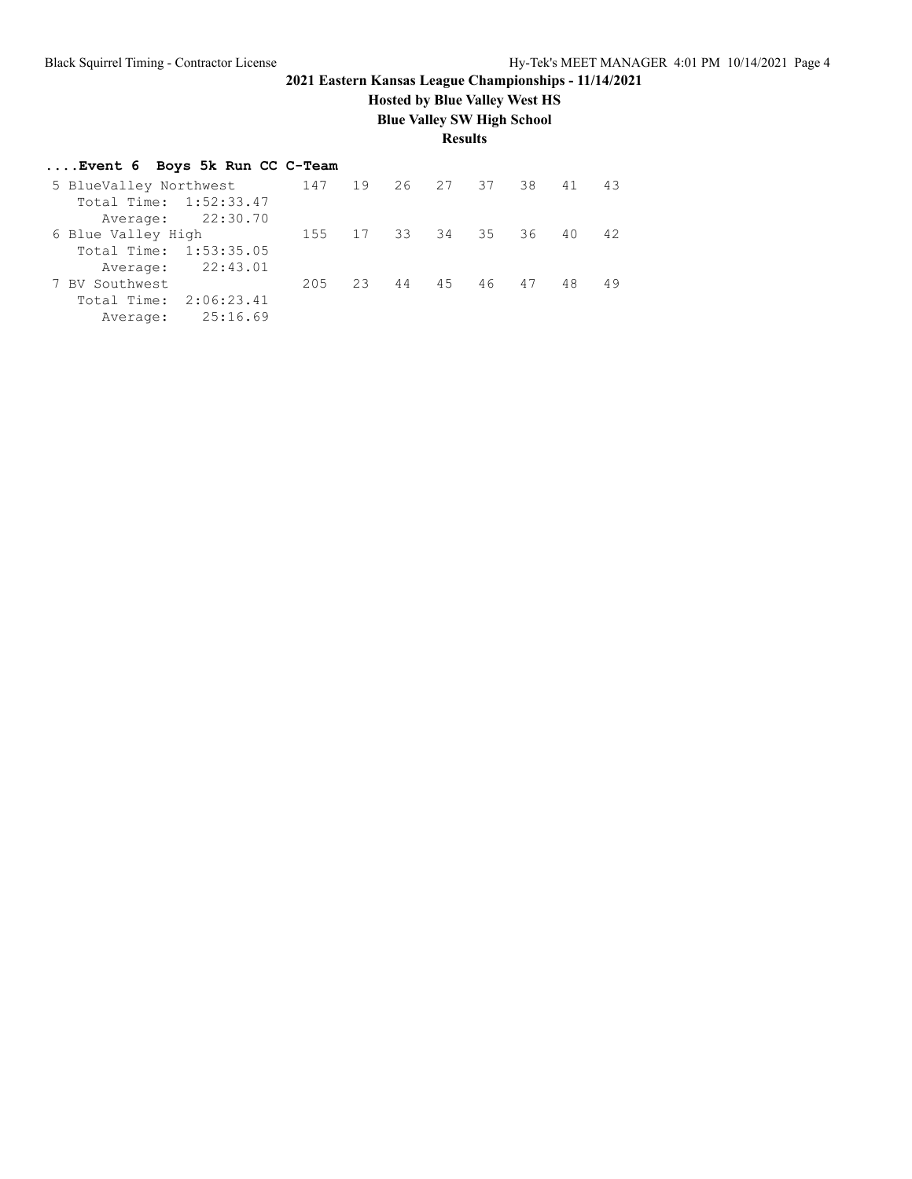# 2021 Eastern Kansas League Championships - 11/14/2021

**Hosted by Blue Valley West HS**

**Blue Valley SW High School**

**Results**

**....Event 6 Boys 5k Run CC C-Team**

| Place | Team | Score | 1 | 2 | 3 | 4 | 5 | 6 | 7 |
|---|---|---|---|---|---|---|---|---|---|
| 5 | BlueValley Northwest | 147 | 19 | 26 | 27 | 37 | 38 | 41 | 43 |
| | Total Time: 1:52:33.47 | | | | | | | | |
| | Average: 22:30.70 | | | | | | | | |
| 6 | Blue Valley High | 155 | 17 | 33 | 34 | 35 | 36 | 40 | 42 |
| | Total Time: 1:53:35.05 | | | | | | | | |
| | Average: 22:43.01 | | | | | | | | |
| 7 | BV Southwest | 205 | 23 | 44 | 45 | 46 | 47 | 48 | 49 |
| | Total Time: 2:06:23.41 | | | | | | | | |
| | Average: 25:16.69 | | | | | | | | |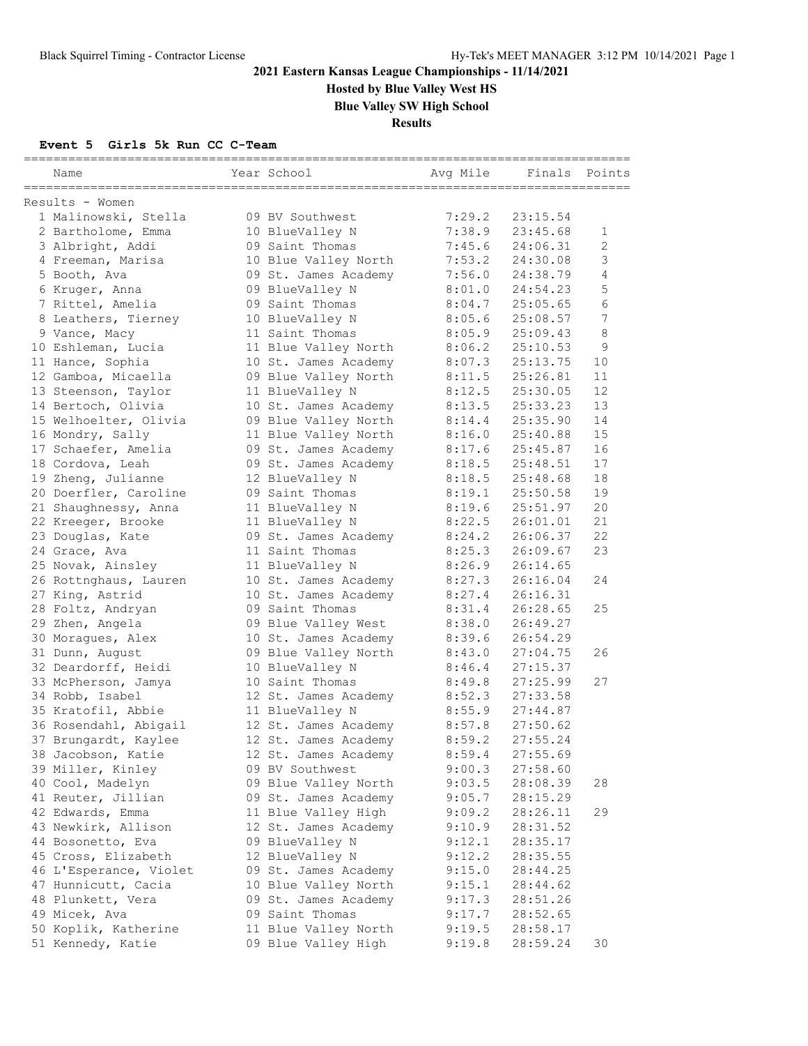# 2021 Eastern Kansas League Championships - 11/14/2021

**Hosted by Blue Valley West HS**

**Blue Valley SW High School**

**Results**

### Event 5 Girls 5k Run CC C-Team

Results - Women

| | Name | Year | School | Avg Mile | Finals | Points |
|---|---|---|---|---|---|---|
| 1 | Malinowski, Stella | 09 | BV Southwest | 7:29.2 | 23:15.54 | |
| 2 | Bartholome, Emma | 10 | BlueValley N | 7:38.9 | 23:45.68 | 1 |
| 3 | Albright, Addi | 09 | Saint Thomas | 7:45.6 | 24:06.31 | 2 |
| 4 | Freeman, Marisa | 10 | Blue Valley North | 7:53.2 | 24:30.08 | 3 |
| 5 | Booth, Ava | 09 | St. James Academy | 7:56.0 | 24:38.79 | 4 |
| 6 | Kruger, Anna | 09 | BlueValley N | 8:01.0 | 24:54.23 | 5 |
| 7 | Rittel, Amelia | 09 | Saint Thomas | 8:04.7 | 25:05.65 | 6 |
| 8 | Leathers, Tierney | 10 | BlueValley N | 8:05.6 | 25:08.57 | 7 |
| 9 | Vance, Macy | 11 | Saint Thomas | 8:05.9 | 25:09.43 | 8 |
| 10 | Eshleman, Lucia | 11 | Blue Valley North | 8:06.2 | 25:10.53 | 9 |
| 11 | Hance, Sophia | 10 | St. James Academy | 8:07.3 | 25:13.75 | 10 |
| 12 | Gamboa, Micaella | 09 | Blue Valley North | 8:11.5 | 25:26.81 | 11 |
| 13 | Steenson, Taylor | 11 | BlueValley N | 8:12.5 | 25:30.05 | 12 |
| 14 | Bertoch, Olivia | 10 | St. James Academy | 8:13.5 | 25:33.23 | 13 |
| 15 | Welhoelter, Olivia | 09 | Blue Valley North | 8:14.4 | 25:35.90 | 14 |
| 16 | Mondry, Sally | 11 | Blue Valley North | 8:16.0 | 25:40.88 | 15 |
| 17 | Schaefer, Amelia | 09 | St. James Academy | 8:17.6 | 25:45.87 | 16 |
| 18 | Cordova, Leah | 09 | St. James Academy | 8:18.5 | 25:48.51 | 17 |
| 19 | Zheng, Julianne | 12 | BlueValley N | 8:18.5 | 25:48.68 | 18 |
| 20 | Doerfler, Caroline | 09 | Saint Thomas | 8:19.1 | 25:50.58 | 19 |
| 21 | Shaughnessy, Anna | 11 | BlueValley N | 8:19.6 | 25:51.97 | 20 |
| 22 | Kreeger, Brooke | 11 | BlueValley N | 8:22.5 | 26:01.01 | 21 |
| 23 | Douglas, Kate | 09 | St. James Academy | 8:24.2 | 26:06.37 | 22 |
| 24 | Grace, Ava | 11 | Saint Thomas | 8:25.3 | 26:09.67 | 23 |
| 25 | Novak, Ainsley | 11 | BlueValley N | 8:26.9 | 26:14.65 | |
| 26 | Rottnghaus, Lauren | 10 | St. James Academy | 8:27.3 | 26:16.04 | 24 |
| 27 | King, Astrid | 10 | St. James Academy | 8:27.4 | 26:16.31 | |
| 28 | Foltz, Andryan | 09 | Saint Thomas | 8:31.4 | 26:28.65 | 25 |
| 29 | Zhen, Angela | 09 | Blue Valley West | 8:38.0 | 26:49.27 | |
| 30 | Moragues, Alex | 10 | St. James Academy | 8:39.6 | 26:54.29 | |
| 31 | Dunn, August | 09 | Blue Valley North | 8:43.0 | 27:04.75 | 26 |
| 32 | Deardorff, Heidi | 10 | BlueValley N | 8:46.4 | 27:15.37 | |
| 33 | McPherson, Jamya | 10 | Saint Thomas | 8:49.8 | 27:25.99 | 27 |
| 34 | Robb, Isabel | 12 | St. James Academy | 8:52.3 | 27:33.58 | |
| 35 | Kratofil, Abbie | 11 | BlueValley N | 8:55.9 | 27:44.87 | |
| 36 | Rosendahl, Abigail | 12 | St. James Academy | 8:57.8 | 27:50.62 | |
| 37 | Brungardt, Kaylee | 12 | St. James Academy | 8:59.2 | 27:55.24 | |
| 38 | Jacobson, Katie | 12 | St. James Academy | 8:59.4 | 27:55.69 | |
| 39 | Miller, Kinley | 09 | BV Southwest | 9:00.3 | 27:58.60 | |
| 40 | Cool, Madelyn | 09 | Blue Valley North | 9:03.5 | 28:08.39 | 28 |
| 41 | Reuter, Jillian | 09 | St. James Academy | 9:05.7 | 28:15.29 | |
| 42 | Edwards, Emma | 11 | Blue Valley High | 9:09.2 | 28:26.11 | 29 |
| 43 | Newkirk, Allison | 12 | St. James Academy | 9:10.9 | 28:31.52 | |
| 44 | Bosonetto, Eva | 09 | BlueValley N | 9:12.1 | 28:35.17 | |
| 45 | Cross, Elizabeth | 12 | BlueValley N | 9:12.2 | 28:35.55 | |
| 46 | L'Esperance, Violet | 09 | St. James Academy | 9:15.0 | 28:44.25 | |
| 47 | Hunnicutt, Cacia | 10 | Blue Valley North | 9:15.1 | 28:44.62 | |
| 48 | Plunkett, Vera | 09 | St. James Academy | 9:17.3 | 28:51.26 | |
| 49 | Micek, Ava | 09 | Saint Thomas | 9:17.7 | 28:52.65 | |
| 50 | Koplik, Katherine | 11 | Blue Valley North | 9:19.5 | 28:58.17 | |
| 51 | Kennedy, Katie | 09 | Blue Valley High | 9:19.8 | 28:59.24 | 30 |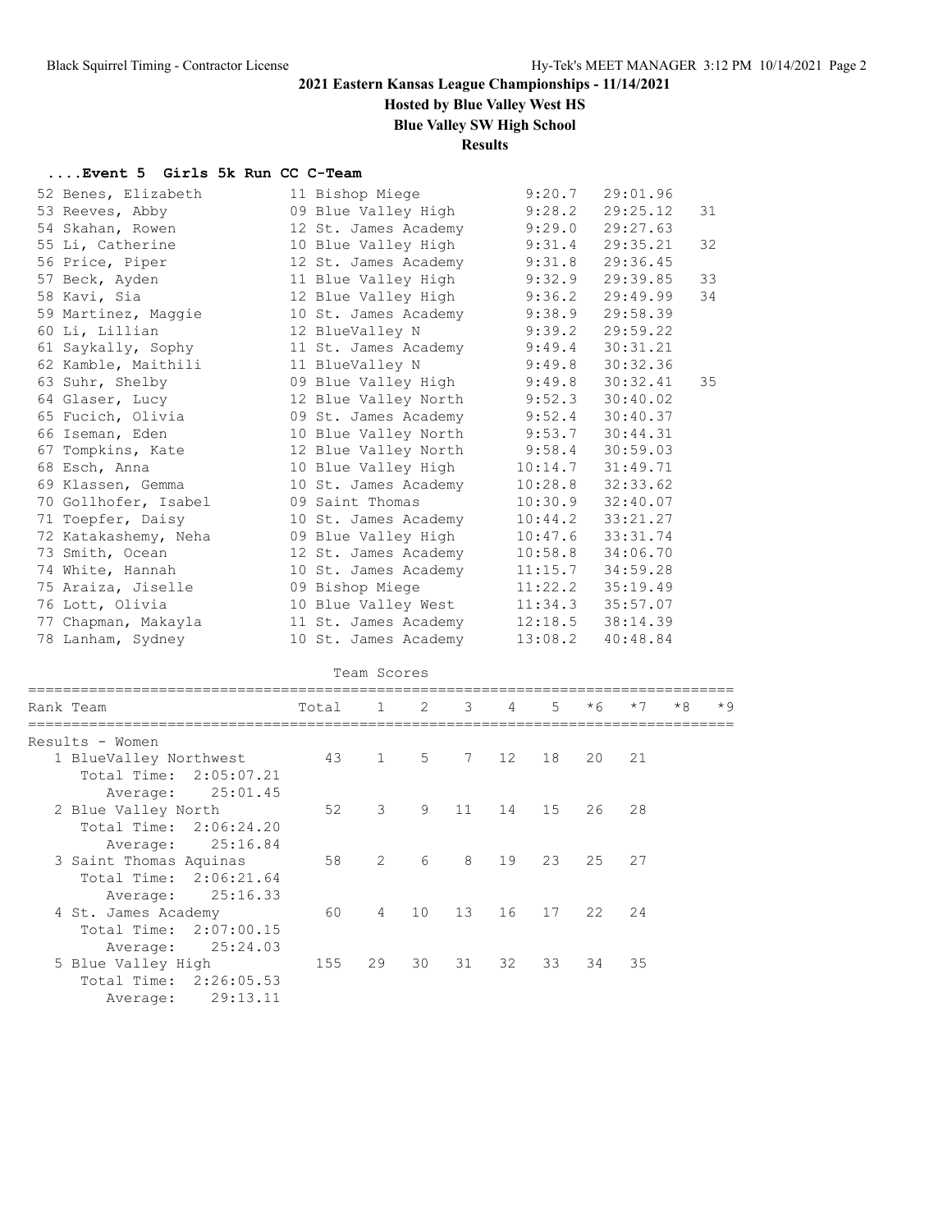# 2021 Eastern Kansas League Championships - 11/14/2021

**Hosted by Blue Valley West HS**

**Blue Valley SW High School**

**Results**

### ....Event 5 Girls 5k Run CC C-Team

| Place | Name | Yr | School | Split | Time | Points |
|---|---|---|---|---|---|---|
| 52 | Benes, Elizabeth | 11 | Bishop Miege | 9:20.7 | 29:01.96 | |
| 53 | Reeves, Abby | 09 | Blue Valley High | 9:28.2 | 29:25.12 | 31 |
| 54 | Skahan, Rowen | 12 | St. James Academy | 9:29.0 | 29:27.63 | |
| 55 | Li, Catherine | 10 | Blue Valley High | 9:31.4 | 29:35.21 | 32 |
| 56 | Price, Piper | 12 | St. James Academy | 9:31.8 | 29:36.45 | |
| 57 | Beck, Ayden | 11 | Blue Valley High | 9:32.9 | 29:39.85 | 33 |
| 58 | Kavi, Sia | 12 | Blue Valley High | 9:36.2 | 29:49.99 | 34 |
| 59 | Martinez, Maggie | 10 | St. James Academy | 9:38.9 | 29:58.39 | |
| 60 | Li, Lillian | 12 | BlueValley N | 9:39.2 | 29:59.22 | |
| 61 | Saykally, Sophy | 11 | St. James Academy | 9:49.4 | 30:31.21 | |
| 62 | Kamble, Maithili | 11 | BlueValley N | 9:49.8 | 30:32.36 | |
| 63 | Suhr, Shelby | 09 | Blue Valley High | 9:49.8 | 30:32.41 | 35 |
| 64 | Glaser, Lucy | 12 | Blue Valley North | 9:52.3 | 30:40.02 | |
| 65 | Fucich, Olivia | 09 | St. James Academy | 9:52.4 | 30:40.37 | |
| 66 | Iseman, Eden | 10 | Blue Valley North | 9:53.7 | 30:44.31 | |
| 67 | Tompkins, Kate | 12 | Blue Valley North | 9:58.4 | 30:59.03 | |
| 68 | Esch, Anna | 10 | Blue Valley High | 10:14.7 | 31:49.71 | |
| 69 | Klassen, Gemma | 10 | St. James Academy | 10:28.8 | 32:33.62 | |
| 70 | Gollhofer, Isabel | 09 | Saint Thomas | 10:30.9 | 32:40.07 | |
| 71 | Toepfer, Daisy | 10 | St. James Academy | 10:44.2 | 33:21.27 | |
| 72 | Katakashemy, Neha | 09 | Blue Valley High | 10:47.6 | 33:31.74 | |
| 73 | Smith, Ocean | 12 | St. James Academy | 10:58.8 | 34:06.70 | |
| 74 | White, Hannah | 10 | St. James Academy | 11:15.7 | 34:59.28 | |
| 75 | Araiza, Jiselle | 09 | Bishop Miege | 11:22.2 | 35:19.49 | |
| 76 | Lott, Olivia | 10 | Blue Valley West | 11:34.3 | 35:57.07 | |
| 77 | Chapman, Makayla | 11 | St. James Academy | 12:18.5 | 38:14.39 | |
| 78 | Lanham, Sydney | 10 | St. James Academy | 13:08.2 | 40:48.84 | |

**Team Scores**

| Rank Team | Total | 1 | 2 | 3 | 4 | 5 | *6 | *7 | *8 | *9 |
|---|---|---|---|---|---|---|---|---|---|---|
| **Results - Women** | | | | | | | | | | |
| 1 BlueValley Northwest | 43 | 1 | 5 | 7 | 12 | 18 | 20 | 21 | | |
| Total Time: 2:05:07.21 | | | | | | | | | | |
| Average: 25:01.45 | | | | | | | | | | |
| 2 Blue Valley North | 52 | 3 | 9 | 11 | 14 | 15 | 26 | 28 | | |
| Total Time: 2:06:24.20 | | | | | | | | | | |
| Average: 25:16.84 | | | | | | | | | | |
| 3 Saint Thomas Aquinas | 58 | 2 | 6 | 8 | 19 | 23 | 25 | 27 | | |
| Total Time: 2:06:21.64 | | | | | | | | | | |
| Average: 25:16.33 | | | | | | | | | | |
| 4 St. James Academy | 60 | 4 | 10 | 13 | 16 | 17 | 22 | 24 | | |
| Total Time: 2:07:00.15 | | | | | | | | | | |
| Average: 25:24.03 | | | | | | | | | | |
| 5 Blue Valley High | 155 | 29 | 30 | 31 | 32 | 33 | 34 | 35 | | |
| Total Time: 2:26:05.53 | | | | | | | | | | |
| Average: 29:13.11 | | | | | | | | | | |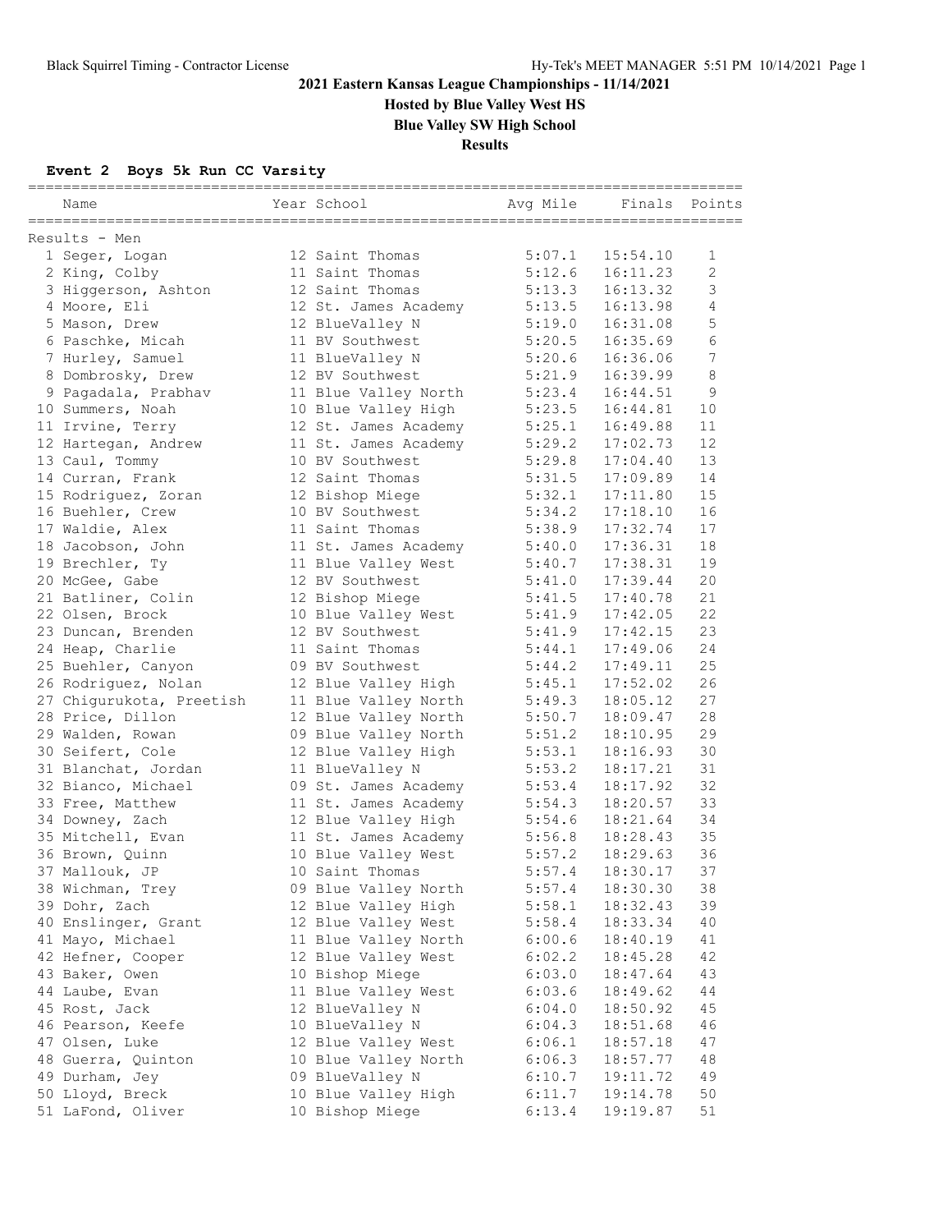**2021 Eastern Kansas League Championships - 11/14/2021**

**Hosted by Blue Valley West HS**

**Blue Valley SW High School**

**Results**

### Event 2 Boys 5k Run CC Varsity

Results - Men

| Place | Name | Year | School | Avg Mile | Finals | Points |
|---|---|---|---|---|---|---|
| 1 | Seger, Logan | 12 | Saint Thomas | 5:07.1 | 15:54.10 | 1 |
| 2 | King, Colby | 11 | Saint Thomas | 5:12.6 | 16:11.23 | 2 |
| 3 | Higgerson, Ashton | 12 | Saint Thomas | 5:13.3 | 16:13.32 | 3 |
| 4 | Moore, Eli | 12 | St. James Academy | 5:13.5 | 16:13.98 | 4 |
| 5 | Mason, Drew | 12 | BlueValley N | 5:19.0 | 16:31.08 | 5 |
| 6 | Paschke, Micah | 11 | BV Southwest | 5:20.5 | 16:35.69 | 6 |
| 7 | Hurley, Samuel | 11 | BlueValley N | 5:20.6 | 16:36.06 | 7 |
| 8 | Dombrosky, Drew | 12 | BV Southwest | 5:21.9 | 16:39.99 | 8 |
| 9 | Pagadala, Prabhav | 11 | Blue Valley North | 5:23.4 | 16:44.51 | 9 |
| 10 | Summers, Noah | 10 | Blue Valley High | 5:23.5 | 16:44.81 | 10 |
| 11 | Irvine, Terry | 12 | St. James Academy | 5:25.1 | 16:49.88 | 11 |
| 12 | Hartegan, Andrew | 11 | St. James Academy | 5:29.2 | 17:02.73 | 12 |
| 13 | Caul, Tommy | 10 | BV Southwest | 5:29.8 | 17:04.40 | 13 |
| 14 | Curran, Frank | 12 | Saint Thomas | 5:31.5 | 17:09.89 | 14 |
| 15 | Rodriguez, Zoran | 12 | Bishop Miege | 5:32.1 | 17:11.80 | 15 |
| 16 | Buehler, Crew | 10 | BV Southwest | 5:34.2 | 17:18.10 | 16 |
| 17 | Waldie, Alex | 11 | Saint Thomas | 5:38.9 | 17:32.74 | 17 |
| 18 | Jacobson, John | 11 | St. James Academy | 5:40.0 | 17:36.31 | 18 |
| 19 | Brechler, Ty | 11 | Blue Valley West | 5:40.7 | 17:38.31 | 19 |
| 20 | McGee, Gabe | 12 | BV Southwest | 5:41.0 | 17:39.44 | 20 |
| 21 | Batliner, Colin | 12 | Bishop Miege | 5:41.5 | 17:40.78 | 21 |
| 22 | Olsen, Brock | 10 | Blue Valley West | 5:41.9 | 17:42.05 | 22 |
| 23 | Duncan, Brenden | 12 | BV Southwest | 5:41.9 | 17:42.15 | 23 |
| 24 | Heap, Charlie | 11 | Saint Thomas | 5:44.1 | 17:49.06 | 24 |
| 25 | Buehler, Canyon | 09 | BV Southwest | 5:44.2 | 17:49.11 | 25 |
| 26 | Rodriguez, Nolan | 12 | Blue Valley High | 5:45.1 | 17:52.02 | 26 |
| 27 | Chigurukota, Preetish | 11 | Blue Valley North | 5:49.3 | 18:05.12 | 27 |
| 28 | Price, Dillon | 12 | Blue Valley North | 5:50.7 | 18:09.47 | 28 |
| 29 | Walden, Rowan | 09 | Blue Valley North | 5:51.2 | 18:10.95 | 29 |
| 30 | Seifert, Cole | 12 | Blue Valley High | 5:53.1 | 18:16.93 | 30 |
| 31 | Blanchat, Jordan | 11 | BlueValley N | 5:53.2 | 18:17.21 | 31 |
| 32 | Bianco, Michael | 09 | St. James Academy | 5:53.4 | 18:17.92 | 32 |
| 33 | Free, Matthew | 11 | St. James Academy | 5:54.3 | 18:20.57 | 33 |
| 34 | Downey, Zach | 12 | Blue Valley High | 5:54.6 | 18:21.64 | 34 |
| 35 | Mitchell, Evan | 11 | St. James Academy | 5:56.8 | 18:28.43 | 35 |
| 36 | Brown, Quinn | 10 | Blue Valley West | 5:57.2 | 18:29.63 | 36 |
| 37 | Mallouk, JP | 10 | Saint Thomas | 5:57.4 | 18:30.17 | 37 |
| 38 | Wichman, Trey | 09 | Blue Valley North | 5:57.4 | 18:30.30 | 38 |
| 39 | Dohr, Zach | 12 | Blue Valley High | 5:58.1 | 18:32.43 | 39 |
| 40 | Enslinger, Grant | 12 | Blue Valley West | 5:58.4 | 18:33.34 | 40 |
| 41 | Mayo, Michael | 11 | Blue Valley North | 6:00.6 | 18:40.19 | 41 |
| 42 | Hefner, Cooper | 12 | Blue Valley West | 6:02.2 | 18:45.28 | 42 |
| 43 | Baker, Owen | 10 | Bishop Miege | 6:03.0 | 18:47.64 | 43 |
| 44 | Laube, Evan | 11 | Blue Valley West | 6:03.6 | 18:49.62 | 44 |
| 45 | Rost, Jack | 12 | BlueValley N | 6:04.0 | 18:50.92 | 45 |
| 46 | Pearson, Keefe | 10 | BlueValley N | 6:04.3 | 18:51.68 | 46 |
| 47 | Olsen, Luke | 12 | Blue Valley West | 6:06.1 | 18:57.18 | 47 |
| 48 | Guerra, Quinton | 10 | Blue Valley North | 6:06.3 | 18:57.77 | 48 |
| 49 | Durham, Jey | 09 | BlueValley N | 6:10.7 | 19:11.72 | 49 |
| 50 | Lloyd, Breck | 10 | Blue Valley High | 6:11.7 | 19:14.78 | 50 |
| 51 | LaFond, Oliver | 10 | Bishop Miege | 6:13.4 | 19:19.87 | 51 |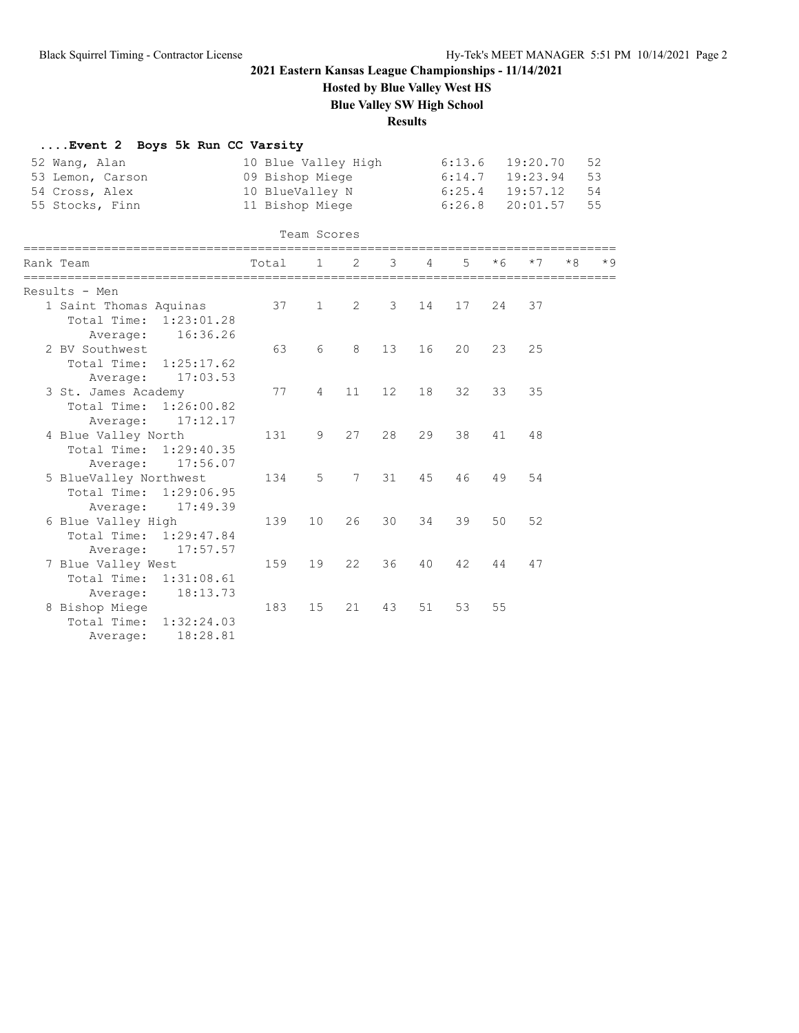## 2021 Eastern Kansas League Championships - 11/14/2021

**Hosted by Blue Valley West HS**

**Blue Valley SW High School**

**Results**

### ....Event 2 Boys 5k Run CC Varsity

| | | | | | |
|---|---|---|---|---|---|
| 52 | Wang, Alan | 10 Blue Valley High | 6:13.6 | 19:20.70 | 52 |
| 53 | Lemon, Carson | 09 Bishop Miege | 6:14.7 | 19:23.94 | 53 |
| 54 | Cross, Alex | 10 BlueValley N | 6:25.4 | 19:57.12 | 54 |
| 55 | Stocks, Finn | 11 Bishop Miege | 6:26.8 | 20:01.57 | 55 |

#### Team Scores

Results - Men

| Rank | Team | Total | 1 | 2 | 3 | 4 | 5 | *6 | *7 | *8 | *9 |
|---|---|---|---|---|---|---|---|---|---|---|---|
| 1 | Saint Thomas Aquinas | 37 | 1 | 2 | 3 | 14 | 17 | 24 | 37 | | |
| | Total Time: 1:23:01.28 | | | | | | | | | | |
| | Average: 16:36.26 | | | | | | | | | | |
| 2 | BV Southwest | 63 | 6 | 8 | 13 | 16 | 20 | 23 | 25 | | |
| | Total Time: 1:25:17.62 | | | | | | | | | | |
| | Average: 17:03.53 | | | | | | | | | | |
| 3 | St. James Academy | 77 | 4 | 11 | 12 | 18 | 32 | 33 | 35 | | |
| | Total Time: 1:26:00.82 | | | | | | | | | | |
| | Average: 17:12.17 | | | | | | | | | | |
| 4 | Blue Valley North | 131 | 9 | 27 | 28 | 29 | 38 | 41 | 48 | | |
| | Total Time: 1:29:40.35 | | | | | | | | | | |
| | Average: 17:56.07 | | | | | | | | | | |
| 5 | BlueValley Northwest | 134 | 5 | 7 | 31 | 45 | 46 | 49 | 54 | | |
| | Total Time: 1:29:06.95 | | | | | | | | | | |
| | Average: 17:49.39 | | | | | | | | | | |
| 6 | Blue Valley High | 139 | 10 | 26 | 30 | 34 | 39 | 50 | 52 | | |
| | Total Time: 1:29:47.84 | | | | | | | | | | |
| | Average: 17:57.57 | | | | | | | | | | |
| 7 | Blue Valley West | 159 | 19 | 22 | 36 | 40 | 42 | 44 | 47 | | |
| | Total Time: 1:31:08.61 | | | | | | | | | | |
| | Average: 18:13.73 | | | | | | | | | | |
| 8 | Bishop Miege | 183 | 15 | 21 | 43 | 51 | 53 | 55 | | | |
| | Total Time: 1:32:24.03 | | | | | | | | | | |
| | Average: 18:28.81 | | | | | | | | | | |